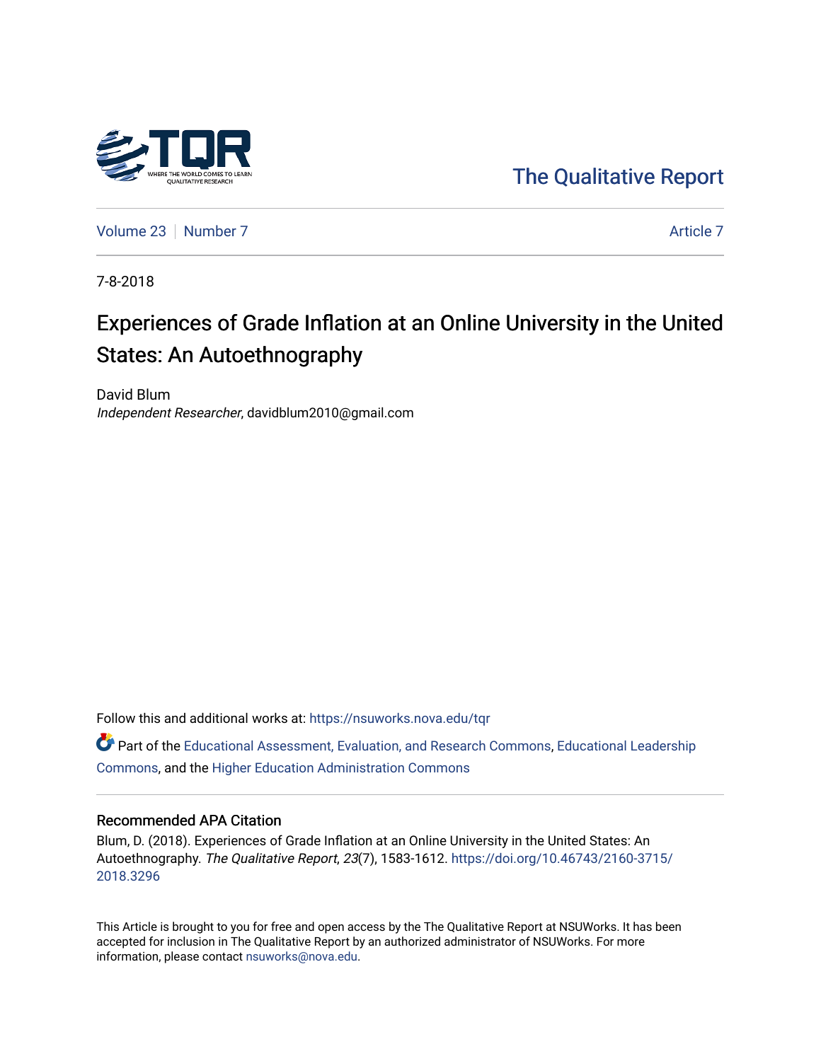The Qualitative Report

Volume 23 | Number 7 | Article 7

7-8-2018

# Experiences of Grade Inflation at an Online University in the United States: An Autoethnography

David Blum
*Independent Researcher*, davidblum2010@gmail.com

Follow this and additional works at: https://nsuworks.nova.edu/tqr

Part of the Educational Assessment, Evaluation, and Research Commons, Educational Leadership Commons, and the Higher Education Administration Commons

## Recommended APA Citation

Blum, D. (2018). Experiences of Grade Inflation at an Online University in the United States: An Autoethnography. *The Qualitative Report*, *23*(7), 1583-1612. https://doi.org/10.46743/2160-3715/2018.3296

This Article is brought to you for free and open access by the The Qualitative Report at NSUWorks. It has been accepted for inclusion in The Qualitative Report by an authorized administrator of NSUWorks. For more information, please contact nsuworks@nova.edu.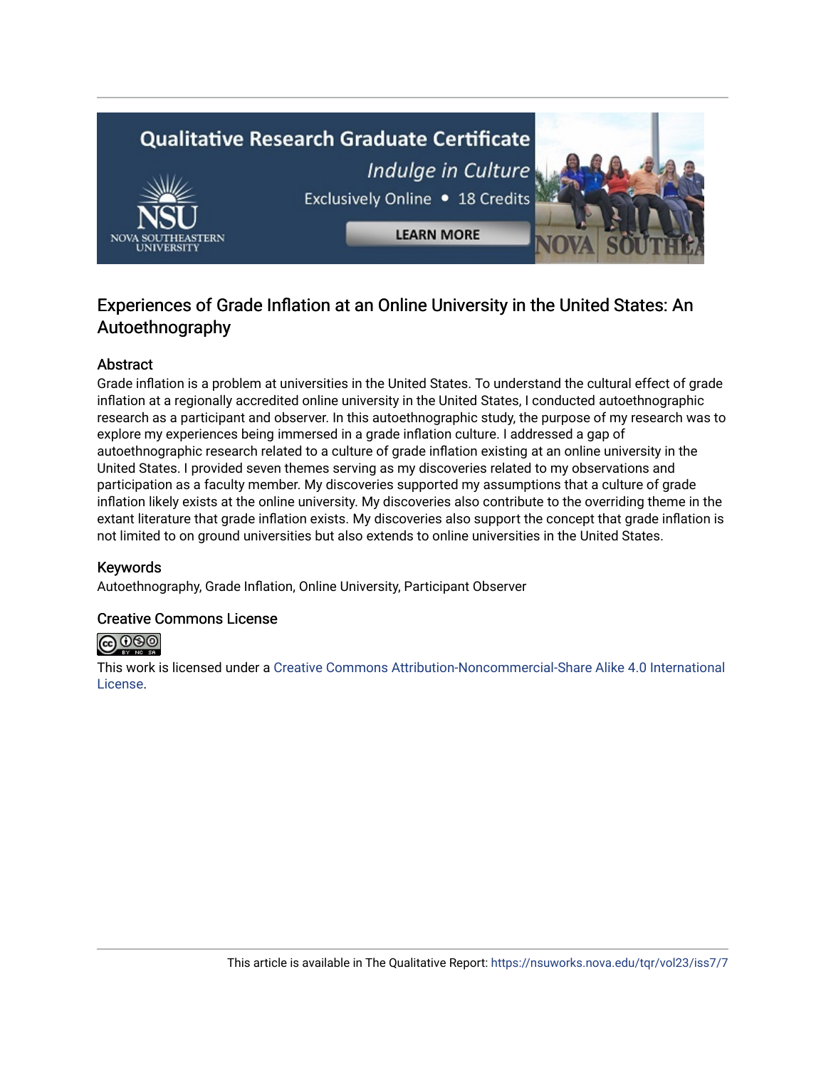# Experiences of Grade Inflation at an Online University in the United States: An Autoethnography

## Abstract

Grade inflation is a problem at universities in the United States. To understand the cultural effect of grade inflation at a regionally accredited online university in the United States, I conducted autoethnographic research as a participant and observer. In this autoethnographic study, the purpose of my research was to explore my experiences being immersed in a grade inflation culture. I addressed a gap of autoethnographic research related to a culture of grade inflation existing at an online university in the United States. I provided seven themes serving as my discoveries related to my observations and participation as a faculty member. My discoveries supported my assumptions that a culture of grade inflation likely exists at the online university. My discoveries also contribute to the overriding theme in the extant literature that grade inflation exists. My discoveries also support the concept that grade inflation is not limited to on ground universities but also extends to online universities in the United States.

## Keywords

Autoethnography, Grade Inflation, Online University, Participant Observer

## Creative Commons License

This work is licensed under a Creative Commons Attribution-Noncommercial-Share Alike 4.0 International License.

This article is available in The Qualitative Report: https://nsuworks.nova.edu/tqr/vol23/iss7/7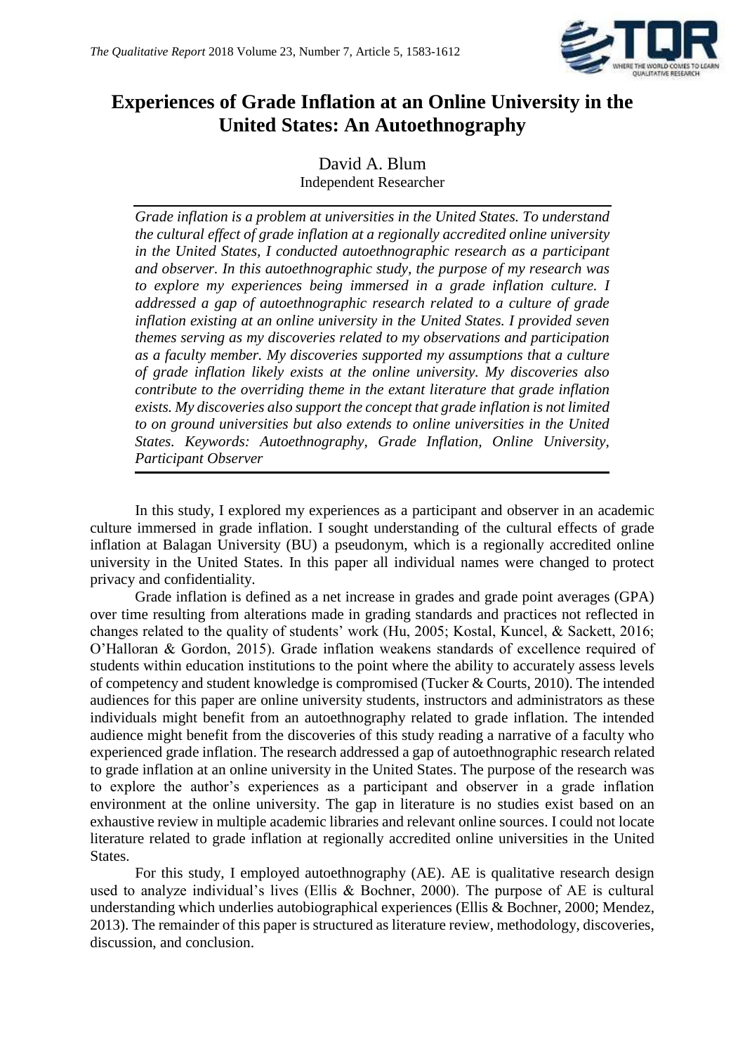# Experiences of Grade Inflation at an Online University in the United States: An Autoethnography

David A. Blum
Independent Researcher

*Grade inflation is a problem at universities in the United States. To understand the cultural effect of grade inflation at a regionally accredited online university in the United States, I conducted autoethnographic research as a participant and observer. In this autoethnographic study, the purpose of my research was to explore my experiences being immersed in a grade inflation culture. I addressed a gap of autoethnographic research related to a culture of grade inflation existing at an online university in the United States. I provided seven themes serving as my discoveries related to my observations and participation as a faculty member. My discoveries supported my assumptions that a culture of grade inflation likely exists at the online university. My discoveries also contribute to the overriding theme in the extant literature that grade inflation exists. My discoveries also support the concept that grade inflation is not limited to on ground universities but also extends to online universities in the United States. Keywords: Autoethnography, Grade Inflation, Online University, Participant Observer*

In this study, I explored my experiences as a participant and observer in an academic culture immersed in grade inflation. I sought understanding of the cultural effects of grade inflation at Balagan University (BU) a pseudonym, which is a regionally accredited online university in the United States. In this paper all individual names were changed to protect privacy and confidentiality.

Grade inflation is defined as a net increase in grades and grade point averages (GPA) over time resulting from alterations made in grading standards and practices not reflected in changes related to the quality of students' work (Hu, 2005; Kostal, Kuncel, & Sackett, 2016; O'Halloran & Gordon, 2015). Grade inflation weakens standards of excellence required of students within education institutions to the point where the ability to accurately assess levels of competency and student knowledge is compromised (Tucker & Courts, 2010). The intended audiences for this paper are online university students, instructors and administrators as these individuals might benefit from an autoethnography related to grade inflation. The intended audience might benefit from the discoveries of this study reading a narrative of a faculty who experienced grade inflation. The research addressed a gap of autoethnographic research related to grade inflation at an online university in the United States. The purpose of the research was to explore the author's experiences as a participant and observer in a grade inflation environment at the online university. The gap in literature is no studies exist based on an exhaustive review in multiple academic libraries and relevant online sources. I could not locate literature related to grade inflation at regionally accredited online universities in the United States.

For this study, I employed autoethnography (AE). AE is qualitative research design used to analyze individual's lives (Ellis & Bochner, 2000). The purpose of AE is cultural understanding which underlies autobiographical experiences (Ellis & Bochner, 2000; Mendez, 2013). The remainder of this paper is structured as literature review, methodology, discoveries, discussion, and conclusion.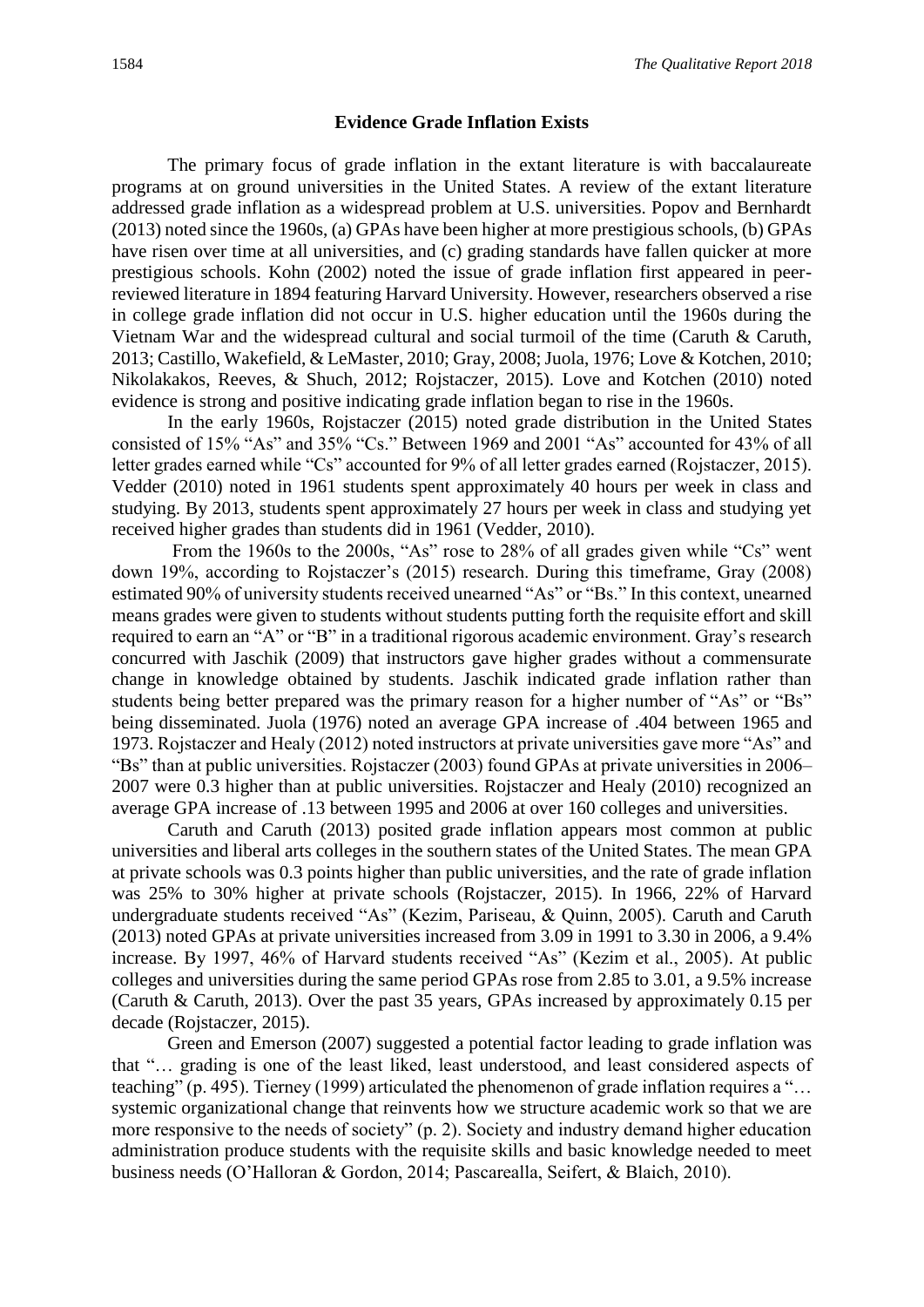## Evidence Grade Inflation Exists

The primary focus of grade inflation in the extant literature is with baccalaureate programs at on ground universities in the United States. A review of the extant literature addressed grade inflation as a widespread problem at U.S. universities. Popov and Bernhardt (2013) noted since the 1960s, (a) GPAs have been higher at more prestigious schools, (b) GPAs have risen over time at all universities, and (c) grading standards have fallen quicker at more prestigious schools. Kohn (2002) noted the issue of grade inflation first appeared in peer-reviewed literature in 1894 featuring Harvard University. However, researchers observed a rise in college grade inflation did not occur in U.S. higher education until the 1960s during the Vietnam War and the widespread cultural and social turmoil of the time (Caruth & Caruth, 2013; Castillo, Wakefield, & LeMaster, 2010; Gray, 2008; Juola, 1976; Love & Kotchen, 2010; Nikolakakos, Reeves, & Shuch, 2012; Rojstaczer, 2015). Love and Kotchen (2010) noted evidence is strong and positive indicating grade inflation began to rise in the 1960s.

In the early 1960s, Rojstaczer (2015) noted grade distribution in the United States consisted of 15% "As" and 35% "Cs." Between 1969 and 2001 "As" accounted for 43% of all letter grades earned while "Cs" accounted for 9% of all letter grades earned (Rojstaczer, 2015). Vedder (2010) noted in 1961 students spent approximately 40 hours per week in class and studying. By 2013, students spent approximately 27 hours per week in class and studying yet received higher grades than students did in 1961 (Vedder, 2010).

From the 1960s to the 2000s, "As" rose to 28% of all grades given while "Cs" went down 19%, according to Rojstaczer's (2015) research. During this timeframe, Gray (2008) estimated 90% of university students received unearned "As" or "Bs." In this context, unearned means grades were given to students without students putting forth the requisite effort and skill required to earn an "A" or "B" in a traditional rigorous academic environment. Gray's research concurred with Jaschik (2009) that instructors gave higher grades without a commensurate change in knowledge obtained by students. Jaschik indicated grade inflation rather than students being better prepared was the primary reason for a higher number of "As" or "Bs" being disseminated. Juola (1976) noted an average GPA increase of .404 between 1965 and 1973. Rojstaczer and Healy (2012) noted instructors at private universities gave more "As" and "Bs" than at public universities. Rojstaczer (2003) found GPAs at private universities in 2006–2007 were 0.3 higher than at public universities. Rojstaczer and Healy (2010) recognized an average GPA increase of .13 between 1995 and 2006 at over 160 colleges and universities.

Caruth and Caruth (2013) posited grade inflation appears most common at public universities and liberal arts colleges in the southern states of the United States. The mean GPA at private schools was 0.3 points higher than public universities, and the rate of grade inflation was 25% to 30% higher at private schools (Rojstaczer, 2015). In 1966, 22% of Harvard undergraduate students received "As" (Kezim, Pariseau, & Quinn, 2005). Caruth and Caruth (2013) noted GPAs at private universities increased from 3.09 in 1991 to 3.30 in 2006, a 9.4% increase. By 1997, 46% of Harvard students received "As" (Kezim et al., 2005). At public colleges and universities during the same period GPAs rose from 2.85 to 3.01, a 9.5% increase (Caruth & Caruth, 2013). Over the past 35 years, GPAs increased by approximately 0.15 per decade (Rojstaczer, 2015).

Green and Emerson (2007) suggested a potential factor leading to grade inflation was that "… grading is one of the least liked, least understood, and least considered aspects of teaching" (p. 495). Tierney (1999) articulated the phenomenon of grade inflation requires a "… systemic organizational change that reinvents how we structure academic work so that we are more responsive to the needs of society" (p. 2). Society and industry demand higher education administration produce students with the requisite skills and basic knowledge needed to meet business needs (O'Halloran & Gordon, 2014; Pascarealla, Seifert, & Blaich, 2010).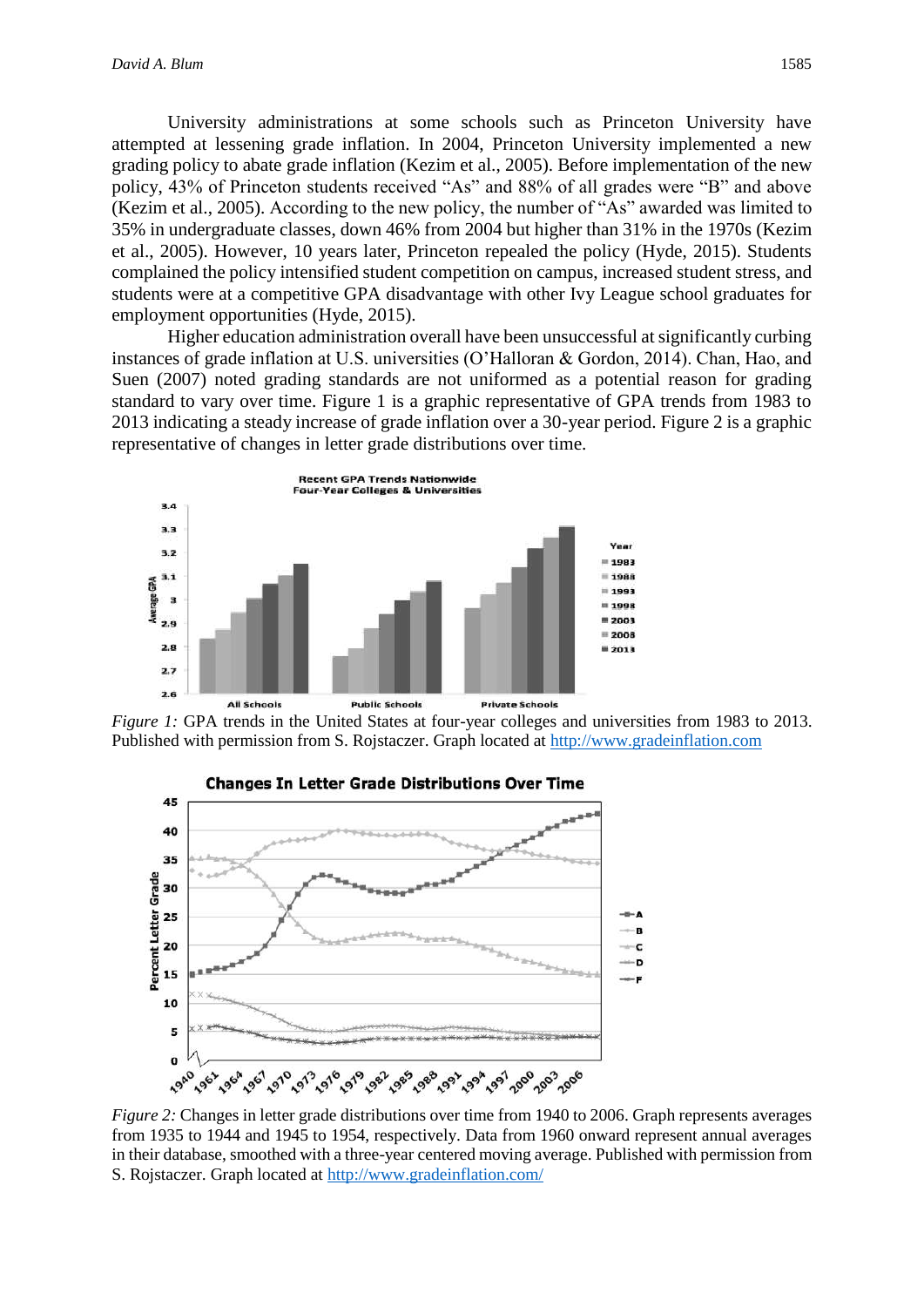University administrations at some schools such as Princeton University have attempted at lessening grade inflation. In 2004, Princeton University implemented a new grading policy to abate grade inflation (Kezim et al., 2005). Before implementation of the new policy, 43% of Princeton students received "As" and 88% of all grades were "B" and above (Kezim et al., 2005). According to the new policy, the number of "As" awarded was limited to 35% in undergraduate classes, down 46% from 2004 but higher than 31% in the 1970s (Kezim et al., 2005). However, 10 years later, Princeton repealed the policy (Hyde, 2015). Students complained the policy intensified student competition on campus, increased student stress, and students were at a competitive GPA disadvantage with other Ivy League school graduates for employment opportunities (Hyde, 2015).

Higher education administration overall have been unsuccessful at significantly curbing instances of grade inflation at U.S. universities (O'Halloran & Gordon, 2014). Chan, Hao, and Suen (2007) noted grading standards are not uniformed as a potential reason for grading standard to vary over time. Figure 1 is a graphic representative of GPA trends from 1983 to 2013 indicating a steady increase of grade inflation over a 30-year period. Figure 2 is a graphic representative of changes in letter grade distributions over time.

Recent GPA Trends Nationwide
Four-Year Colleges & Universities

Average GPA

3.4
3.3
3.2
3.1
3
2.9
2.8
2.7
2.6

All Schools
Public Schools
Private Schools

Year
1983
1988
1993
1998
2003
2008
2013

*Figure 1:* GPA trends in the United States at four-year colleges and universities from 1983 to 2013. Published with permission from S. Rojstaczer. Graph located at [http://www.gradeinflation.com](http://www.gradeinflation.com)

Changes In Letter Grade Distributions Over Time

Percent Letter Grade

45
40
35
30
25
20
15
10
5
0

1940 1961 1964 1967 1970 1973 1976 1979 1982 1985 1988 1991 1994 1997 2000 2003 2006

A
B
C
D
F

*Figure 2:* Changes in letter grade distributions over time from 1940 to 2006. Graph represents averages from 1935 to 1944 and 1945 to 1954, respectively. Data from 1960 onward represent annual averages in their database, smoothed with a three-year centered moving average. Published with permission from S. Rojstaczer. Graph located at [http://www.gradeinflation.com/](http://www.gradeinflation.com/)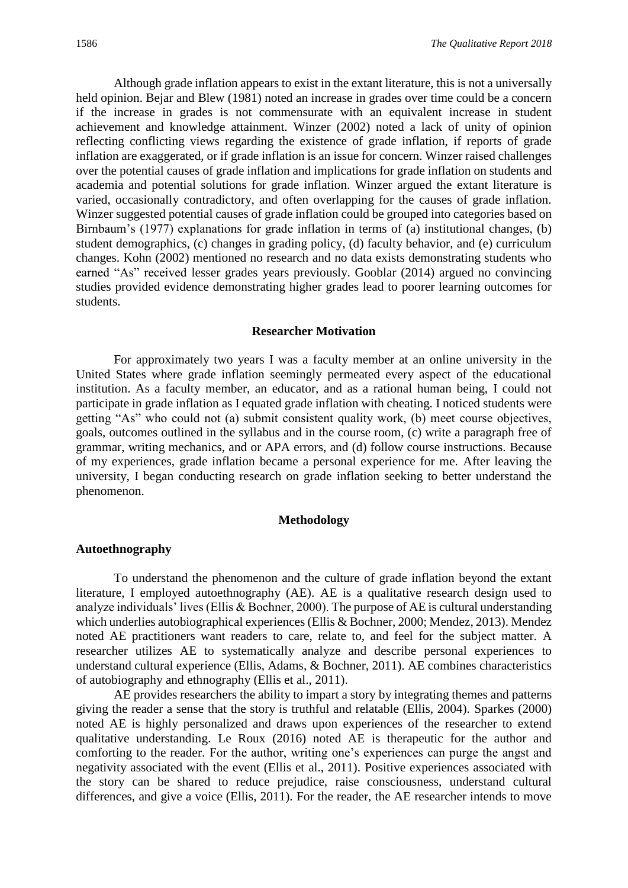Although grade inflation appears to exist in the extant literature, this is not a universally held opinion. Bejar and Blew (1981) noted an increase in grades over time could be a concern if the increase in grades is not commensurate with an equivalent increase in student achievement and knowledge attainment. Winzer (2002) noted a lack of unity of opinion reflecting conflicting views regarding the existence of grade inflation, if reports of grade inflation are exaggerated, or if grade inflation is an issue for concern. Winzer raised challenges over the potential causes of grade inflation and implications for grade inflation on students and academia and potential solutions for grade inflation. Winzer argued the extant literature is varied, occasionally contradictory, and often overlapping for the causes of grade inflation. Winzer suggested potential causes of grade inflation could be grouped into categories based on Birnbaum's (1977) explanations for grade inflation in terms of (a) institutional changes, (b) student demographics, (c) changes in grading policy, (d) faculty behavior, and (e) curriculum changes. Kohn (2002) mentioned no research and no data exists demonstrating students who earned "As" received lesser grades years previously. Gooblar (2014) argued no convincing studies provided evidence demonstrating higher grades lead to poorer learning outcomes for students.

## Researcher Motivation

For approximately two years I was a faculty member at an online university in the United States where grade inflation seemingly permeated every aspect of the educational institution. As a faculty member, an educator, and as a rational human being, I could not participate in grade inflation as I equated grade inflation with cheating. I noticed students were getting "As" who could not (a) submit consistent quality work, (b) meet course objectives, goals, outcomes outlined in the syllabus and in the course room, (c) write a paragraph free of grammar, writing mechanics, and or APA errors, and (d) follow course instructions. Because of my experiences, grade inflation became a personal experience for me. After leaving the university, I began conducting research on grade inflation seeking to better understand the phenomenon.

## Methodology

### Autoethnography

To understand the phenomenon and the culture of grade inflation beyond the extant literature, I employed autoethnography (AE). AE is a qualitative research design used to analyze individuals' lives (Ellis & Bochner, 2000). The purpose of AE is cultural understanding which underlies autobiographical experiences (Ellis & Bochner, 2000; Mendez, 2013). Mendez noted AE practitioners want readers to care, relate to, and feel for the subject matter. A researcher utilizes AE to systematically analyze and describe personal experiences to understand cultural experience (Ellis, Adams, & Bochner, 2011). AE combines characteristics of autobiography and ethnography (Ellis et al., 2011).

AE provides researchers the ability to impart a story by integrating themes and patterns giving the reader a sense that the story is truthful and relatable (Ellis, 2004). Sparkes (2000) noted AE is highly personalized and draws upon experiences of the researcher to extend qualitative understanding. Le Roux (2016) noted AE is therapeutic for the author and comforting to the reader. For the author, writing one's experiences can purge the angst and negativity associated with the event (Ellis et al., 2011). Positive experiences associated with the story can be shared to reduce prejudice, raise consciousness, understand cultural differences, and give a voice (Ellis, 2011). For the reader, the AE researcher intends to move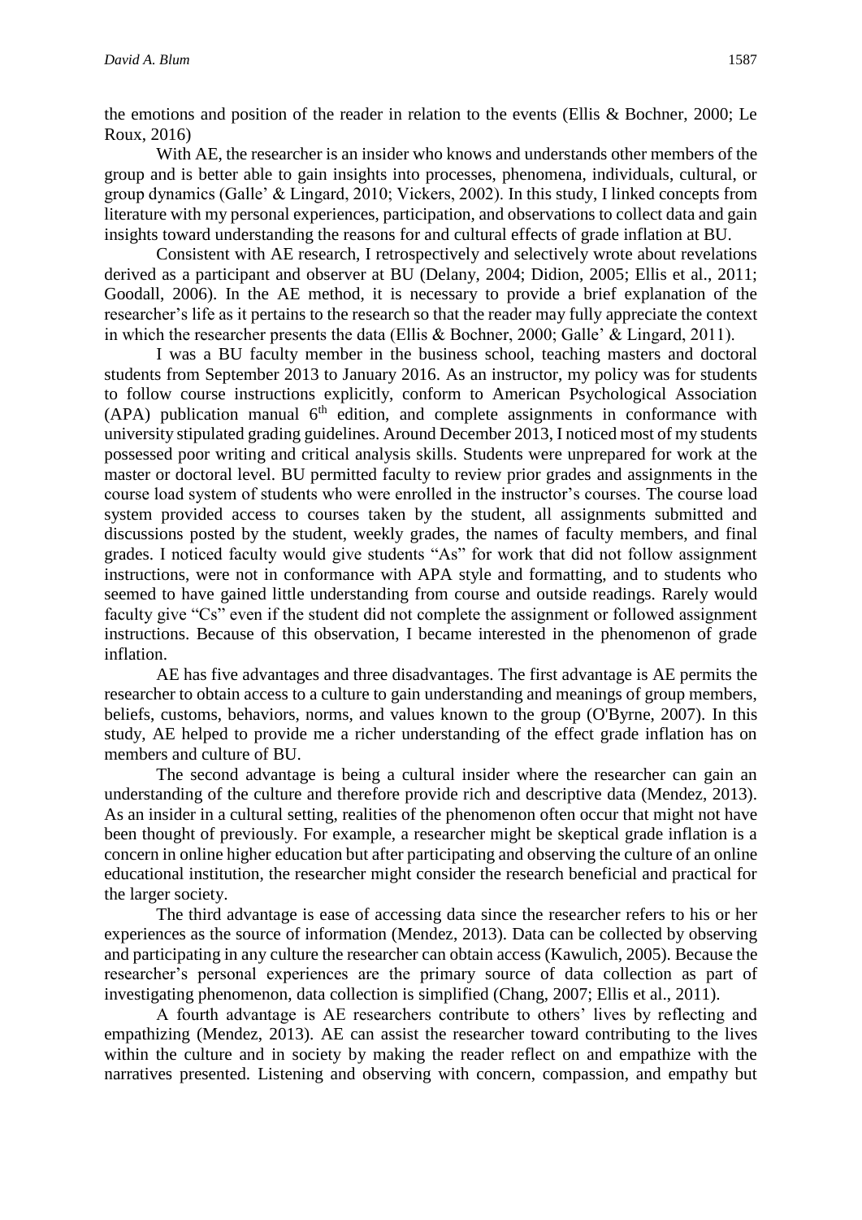the emotions and position of the reader in relation to the events (Ellis & Bochner, 2000; Le Roux, 2016)

With AE, the researcher is an insider who knows and understands other members of the group and is better able to gain insights into processes, phenomena, individuals, cultural, or group dynamics (Galle' & Lingard, 2010; Vickers, 2002). In this study, I linked concepts from literature with my personal experiences, participation, and observations to collect data and gain insights toward understanding the reasons for and cultural effects of grade inflation at BU.

Consistent with AE research, I retrospectively and selectively wrote about revelations derived as a participant and observer at BU (Delany, 2004; Didion, 2005; Ellis et al., 2011; Goodall, 2006). In the AE method, it is necessary to provide a brief explanation of the researcher's life as it pertains to the research so that the reader may fully appreciate the context in which the researcher presents the data (Ellis & Bochner, 2000; Galle' & Lingard, 2011).

I was a BU faculty member in the business school, teaching masters and doctoral students from September 2013 to January 2016. As an instructor, my policy was for students to follow course instructions explicitly, conform to American Psychological Association (APA) publication manual 6th edition, and complete assignments in conformance with university stipulated grading guidelines. Around December 2013, I noticed most of my students possessed poor writing and critical analysis skills. Students were unprepared for work at the master or doctoral level. BU permitted faculty to review prior grades and assignments in the course load system of students who were enrolled in the instructor's courses. The course load system provided access to courses taken by the student, all assignments submitted and discussions posted by the student, weekly grades, the names of faculty members, and final grades. I noticed faculty would give students "As" for work that did not follow assignment instructions, were not in conformance with APA style and formatting, and to students who seemed to have gained little understanding from course and outside readings. Rarely would faculty give "Cs" even if the student did not complete the assignment or followed assignment instructions. Because of this observation, I became interested in the phenomenon of grade inflation.

AE has five advantages and three disadvantages. The first advantage is AE permits the researcher to obtain access to a culture to gain understanding and meanings of group members, beliefs, customs, behaviors, norms, and values known to the group (O'Byrne, 2007). In this study, AE helped to provide me a richer understanding of the effect grade inflation has on members and culture of BU.

The second advantage is being a cultural insider where the researcher can gain an understanding of the culture and therefore provide rich and descriptive data (Mendez, 2013). As an insider in a cultural setting, realities of the phenomenon often occur that might not have been thought of previously. For example, a researcher might be skeptical grade inflation is a concern in online higher education but after participating and observing the culture of an online educational institution, the researcher might consider the research beneficial and practical for the larger society.

The third advantage is ease of accessing data since the researcher refers to his or her experiences as the source of information (Mendez, 2013). Data can be collected by observing and participating in any culture the researcher can obtain access (Kawulich, 2005). Because the researcher's personal experiences are the primary source of data collection as part of investigating phenomenon, data collection is simplified (Chang, 2007; Ellis et al., 2011).

A fourth advantage is AE researchers contribute to others' lives by reflecting and empathizing (Mendez, 2013). AE can assist the researcher toward contributing to the lives within the culture and in society by making the reader reflect on and empathize with the narratives presented. Listening and observing with concern, compassion, and empathy but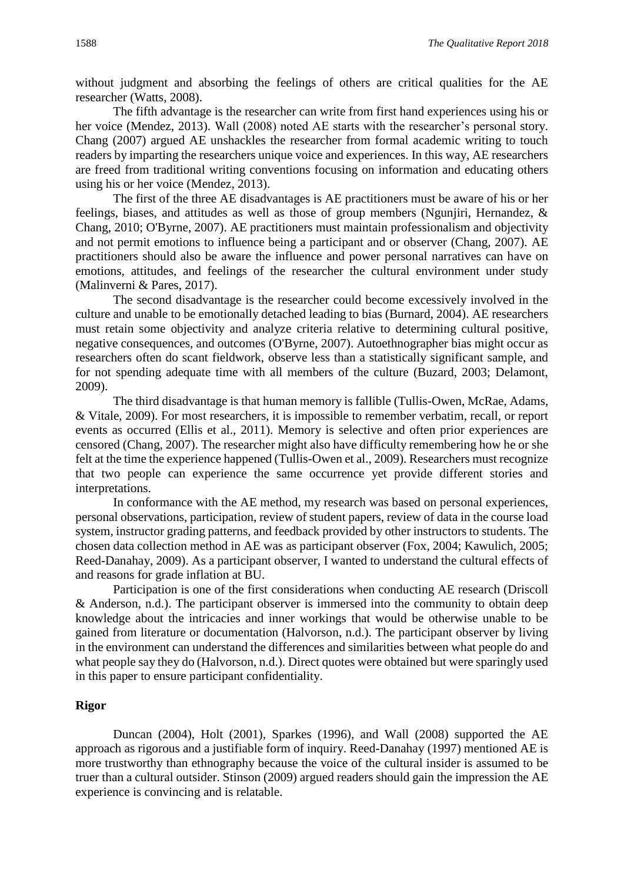without judgment and absorbing the feelings of others are critical qualities for the AE researcher (Watts, 2008).

The fifth advantage is the researcher can write from first hand experiences using his or her voice (Mendez, 2013). Wall (2008) noted AE starts with the researcher's personal story. Chang (2007) argued AE unshackles the researcher from formal academic writing to touch readers by imparting the researchers unique voice and experiences. In this way, AE researchers are freed from traditional writing conventions focusing on information and educating others using his or her voice (Mendez, 2013).

The first of the three AE disadvantages is AE practitioners must be aware of his or her feelings, biases, and attitudes as well as those of group members (Ngunjiri, Hernandez, & Chang, 2010; O'Byrne, 2007). AE practitioners must maintain professionalism and objectivity and not permit emotions to influence being a participant and or observer (Chang, 2007). AE practitioners should also be aware the influence and power personal narratives can have on emotions, attitudes, and feelings of the researcher the cultural environment under study (Malinverni & Pares, 2017).

The second disadvantage is the researcher could become excessively involved in the culture and unable to be emotionally detached leading to bias (Burnard, 2004). AE researchers must retain some objectivity and analyze criteria relative to determining cultural positive, negative consequences, and outcomes (O'Byrne, 2007). Autoethnographer bias might occur as researchers often do scant fieldwork, observe less than a statistically significant sample, and for not spending adequate time with all members of the culture (Buzard, 2003; Delamont, 2009).

The third disadvantage is that human memory is fallible (Tullis-Owen, McRae, Adams, & Vitale, 2009). For most researchers, it is impossible to remember verbatim, recall, or report events as occurred (Ellis et al., 2011). Memory is selective and often prior experiences are censored (Chang, 2007). The researcher might also have difficulty remembering how he or she felt at the time the experience happened (Tullis-Owen et al., 2009). Researchers must recognize that two people can experience the same occurrence yet provide different stories and interpretations.

In conformance with the AE method, my research was based on personal experiences, personal observations, participation, review of student papers, review of data in the course load system, instructor grading patterns, and feedback provided by other instructors to students. The chosen data collection method in AE was as participant observer (Fox, 2004; Kawulich, 2005; Reed-Danahay, 2009). As a participant observer, I wanted to understand the cultural effects of and reasons for grade inflation at BU.

Participation is one of the first considerations when conducting AE research (Driscoll & Anderson, n.d.). The participant observer is immersed into the community to obtain deep knowledge about the intricacies and inner workings that would be otherwise unable to be gained from literature or documentation (Halvorson, n.d.). The participant observer by living in the environment can understand the differences and similarities between what people do and what people say they do (Halvorson, n.d.). Direct quotes were obtained but were sparingly used in this paper to ensure participant confidentiality.

## Rigor

Duncan (2004), Holt (2001), Sparkes (1996), and Wall (2008) supported the AE approach as rigorous and a justifiable form of inquiry. Reed-Danahay (1997) mentioned AE is more trustworthy than ethnography because the voice of the cultural insider is assumed to be truer than a cultural outsider. Stinson (2009) argued readers should gain the impression the AE experience is convincing and is relatable.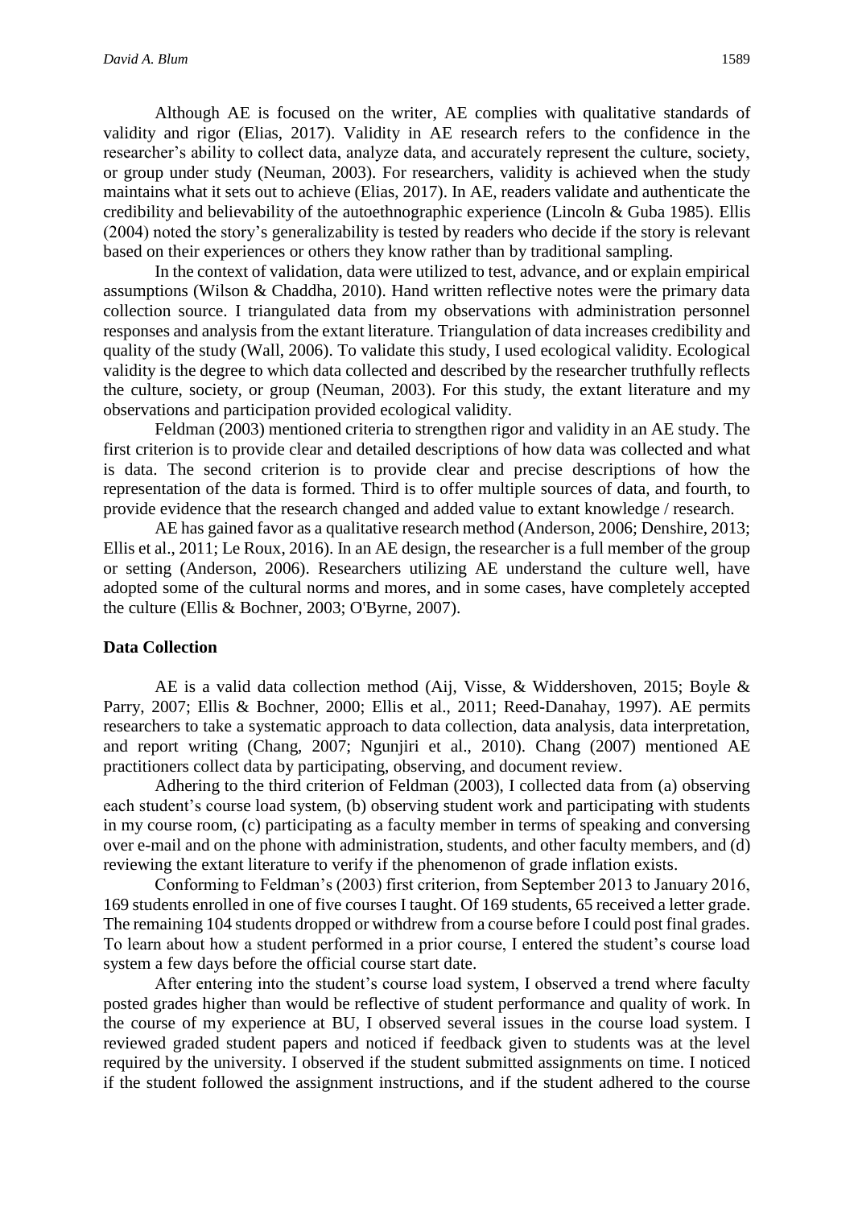Although AE is focused on the writer, AE complies with qualitative standards of validity and rigor (Elias, 2017). Validity in AE research refers to the confidence in the researcher's ability to collect data, analyze data, and accurately represent the culture, society, or group under study (Neuman, 2003). For researchers, validity is achieved when the study maintains what it sets out to achieve (Elias, 2017). In AE, readers validate and authenticate the credibility and believability of the autoethnographic experience (Lincoln & Guba 1985). Ellis (2004) noted the story's generalizability is tested by readers who decide if the story is relevant based on their experiences or others they know rather than by traditional sampling.

In the context of validation, data were utilized to test, advance, and or explain empirical assumptions (Wilson & Chaddha, 2010). Hand written reflective notes were the primary data collection source. I triangulated data from my observations with administration personnel responses and analysis from the extant literature. Triangulation of data increases credibility and quality of the study (Wall, 2006). To validate this study, I used ecological validity. Ecological validity is the degree to which data collected and described by the researcher truthfully reflects the culture, society, or group (Neuman, 2003). For this study, the extant literature and my observations and participation provided ecological validity.

Feldman (2003) mentioned criteria to strengthen rigor and validity in an AE study. The first criterion is to provide clear and detailed descriptions of how data was collected and what is data. The second criterion is to provide clear and precise descriptions of how the representation of the data is formed. Third is to offer multiple sources of data, and fourth, to provide evidence that the research changed and added value to extant knowledge / research.

AE has gained favor as a qualitative research method (Anderson, 2006; Denshire, 2013; Ellis et al., 2011; Le Roux, 2016). In an AE design, the researcher is a full member of the group or setting (Anderson, 2006). Researchers utilizing AE understand the culture well, have adopted some of the cultural norms and mores, and in some cases, have completely accepted the culture (Ellis & Bochner, 2003; O'Byrne, 2007).

## Data Collection

AE is a valid data collection method (Aij, Visse, & Widdershoven, 2015; Boyle & Parry, 2007; Ellis & Bochner, 2000; Ellis et al., 2011; Reed-Danahay, 1997). AE permits researchers to take a systematic approach to data collection, data analysis, data interpretation, and report writing (Chang, 2007; Ngunjiri et al., 2010). Chang (2007) mentioned AE practitioners collect data by participating, observing, and document review.

Adhering to the third criterion of Feldman (2003), I collected data from (a) observing each student's course load system, (b) observing student work and participating with students in my course room, (c) participating as a faculty member in terms of speaking and conversing over e-mail and on the phone with administration, students, and other faculty members, and (d) reviewing the extant literature to verify if the phenomenon of grade inflation exists.

Conforming to Feldman's (2003) first criterion, from September 2013 to January 2016, 169 students enrolled in one of five courses I taught. Of 169 students, 65 received a letter grade. The remaining 104 students dropped or withdrew from a course before I could post final grades. To learn about how a student performed in a prior course, I entered the student's course load system a few days before the official course start date.

After entering into the student's course load system, I observed a trend where faculty posted grades higher than would be reflective of student performance and quality of work. In the course of my experience at BU, I observed several issues in the course load system. I reviewed graded student papers and noticed if feedback given to students was at the level required by the university. I observed if the student submitted assignments on time. I noticed if the student followed the assignment instructions, and if the student adhered to the course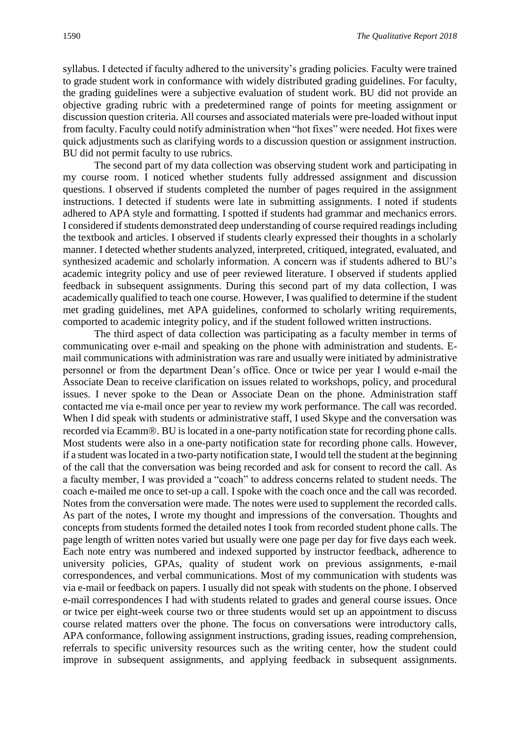syllabus. I detected if faculty adhered to the university's grading policies. Faculty were trained to grade student work in conformance with widely distributed grading guidelines. For faculty, the grading guidelines were a subjective evaluation of student work. BU did not provide an objective grading rubric with a predetermined range of points for meeting assignment or discussion question criteria. All courses and associated materials were pre-loaded without input from faculty. Faculty could notify administration when "hot fixes" were needed. Hot fixes were quick adjustments such as clarifying words to a discussion question or assignment instruction. BU did not permit faculty to use rubrics.

The second part of my data collection was observing student work and participating in my course room. I noticed whether students fully addressed assignment and discussion questions. I observed if students completed the number of pages required in the assignment instructions. I detected if students were late in submitting assignments. I noted if students adhered to APA style and formatting. I spotted if students had grammar and mechanics errors. I considered if students demonstrated deep understanding of course required readings including the textbook and articles. I observed if students clearly expressed their thoughts in a scholarly manner. I detected whether students analyzed, interpreted, critiqued, integrated, evaluated, and synthesized academic and scholarly information. A concern was if students adhered to BU's academic integrity policy and use of peer reviewed literature. I observed if students applied feedback in subsequent assignments. During this second part of my data collection, I was academically qualified to teach one course. However, I was qualified to determine if the student met grading guidelines, met APA guidelines, conformed to scholarly writing requirements, comported to academic integrity policy, and if the student followed written instructions.

The third aspect of data collection was participating as a faculty member in terms of communicating over e-mail and speaking on the phone with administration and students. E-mail communications with administration was rare and usually were initiated by administrative personnel or from the department Dean's office. Once or twice per year I would e-mail the Associate Dean to receive clarification on issues related to workshops, policy, and procedural issues. I never spoke to the Dean or Associate Dean on the phone. Administration staff contacted me via e-mail once per year to review my work performance. The call was recorded. When I did speak with students or administrative staff, I used Skype and the conversation was recorded via Ecamm®. BU is located in a one-party notification state for recording phone calls. Most students were also in a one-party notification state for recording phone calls. However, if a student was located in a two-party notification state, I would tell the student at the beginning of the call that the conversation was being recorded and ask for consent to record the call. As a faculty member, I was provided a "coach" to address concerns related to student needs. The coach e-mailed me once to set-up a call. I spoke with the coach once and the call was recorded. Notes from the conversation were made. The notes were used to supplement the recorded calls. As part of the notes, I wrote my thought and impressions of the conversation. Thoughts and concepts from students formed the detailed notes I took from recorded student phone calls. The page length of written notes varied but usually were one page per day for five days each week. Each note entry was numbered and indexed supported by instructor feedback, adherence to university policies, GPAs, quality of student work on previous assignments, e-mail correspondences, and verbal communications. Most of my communication with students was via e-mail or feedback on papers. I usually did not speak with students on the phone. I observed e-mail correspondences I had with students related to grades and general course issues. Once or twice per eight-week course two or three students would set up an appointment to discuss course related matters over the phone. The focus on conversations were introductory calls, APA conformance, following assignment instructions, grading issues, reading comprehension, referrals to specific university resources such as the writing center, how the student could improve in subsequent assignments, and applying feedback in subsequent assignments.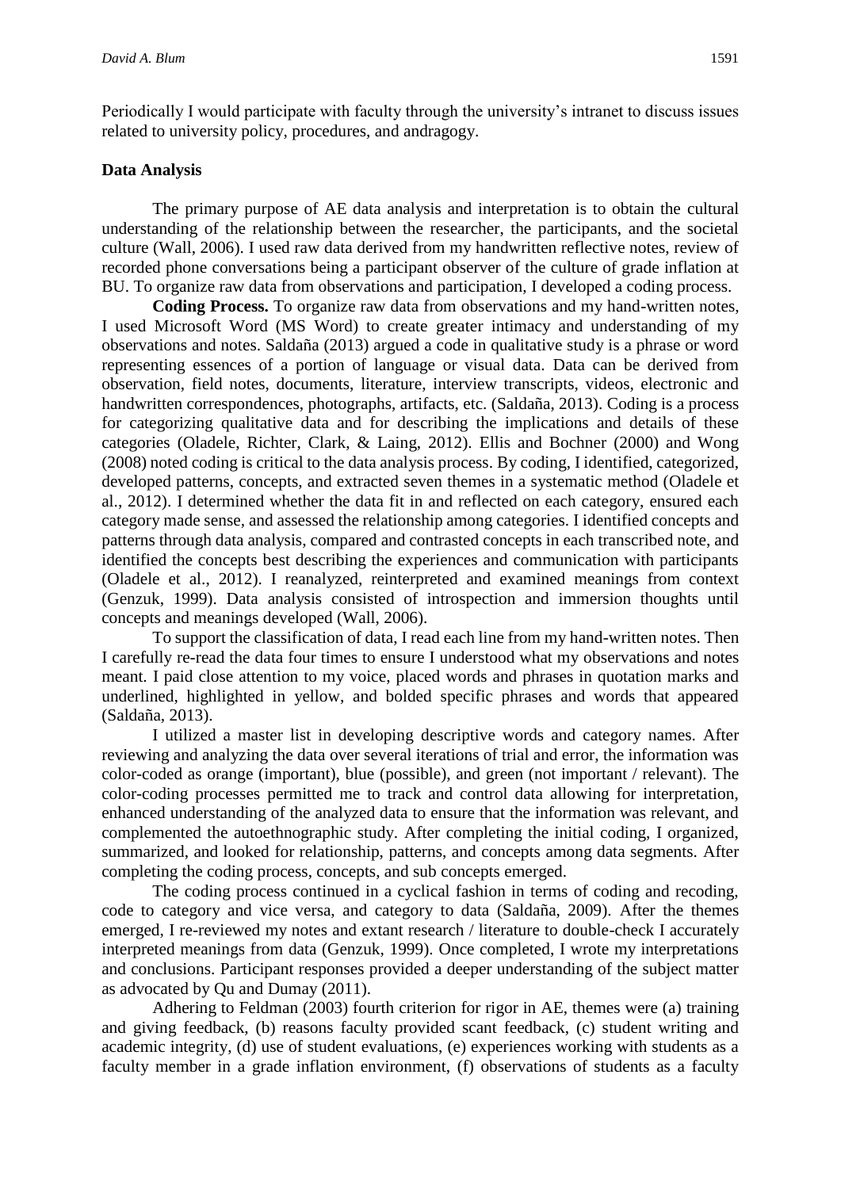Periodically I would participate with faculty through the university's intranet to discuss issues related to university policy, procedures, and andragogy.

**Data Analysis**

The primary purpose of AE data analysis and interpretation is to obtain the cultural understanding of the relationship between the researcher, the participants, and the societal culture (Wall, 2006). I used raw data derived from my handwritten reflective notes, review of recorded phone conversations being a participant observer of the culture of grade inflation at BU. To organize raw data from observations and participation, I developed a coding process.

**Coding Process.** To organize raw data from observations and my hand-written notes, I used Microsoft Word (MS Word) to create greater intimacy and understanding of my observations and notes. Saldaña (2013) argued a code in qualitative study is a phrase or word representing essences of a portion of language or visual data. Data can be derived from observation, field notes, documents, literature, interview transcripts, videos, electronic and handwritten correspondences, photographs, artifacts, etc. (Saldaña, 2013). Coding is a process for categorizing qualitative data and for describing the implications and details of these categories (Oladele, Richter, Clark, & Laing, 2012). Ellis and Bochner (2000) and Wong (2008) noted coding is critical to the data analysis process. By coding, I identified, categorized, developed patterns, concepts, and extracted seven themes in a systematic method (Oladele et al., 2012). I determined whether the data fit in and reflected on each category, ensured each category made sense, and assessed the relationship among categories. I identified concepts and patterns through data analysis, compared and contrasted concepts in each transcribed note, and identified the concepts best describing the experiences and communication with participants (Oladele et al., 2012). I reanalyzed, reinterpreted and examined meanings from context (Genzuk, 1999). Data analysis consisted of introspection and immersion thoughts until concepts and meanings developed (Wall, 2006).

To support the classification of data, I read each line from my hand-written notes. Then I carefully re-read the data four times to ensure I understood what my observations and notes meant. I paid close attention to my voice, placed words and phrases in quotation marks and underlined, highlighted in yellow, and bolded specific phrases and words that appeared (Saldaña, 2013).

I utilized a master list in developing descriptive words and category names. After reviewing and analyzing the data over several iterations of trial and error, the information was color-coded as orange (important), blue (possible), and green (not important / relevant). The color-coding processes permitted me to track and control data allowing for interpretation, enhanced understanding of the analyzed data to ensure that the information was relevant, and complemented the autoethnographic study. After completing the initial coding, I organized, summarized, and looked for relationship, patterns, and concepts among data segments. After completing the coding process, concepts, and sub concepts emerged.

The coding process continued in a cyclical fashion in terms of coding and recoding, code to category and vice versa, and category to data (Saldaña, 2009). After the themes emerged, I re-reviewed my notes and extant research / literature to double-check I accurately interpreted meanings from data (Genzuk, 1999). Once completed, I wrote my interpretations and conclusions. Participant responses provided a deeper understanding of the subject matter as advocated by Qu and Dumay (2011).

Adhering to Feldman (2003) fourth criterion for rigor in AE, themes were (a) training and giving feedback, (b) reasons faculty provided scant feedback, (c) student writing and academic integrity, (d) use of student evaluations, (e) experiences working with students as a faculty member in a grade inflation environment, (f) observations of students as a faculty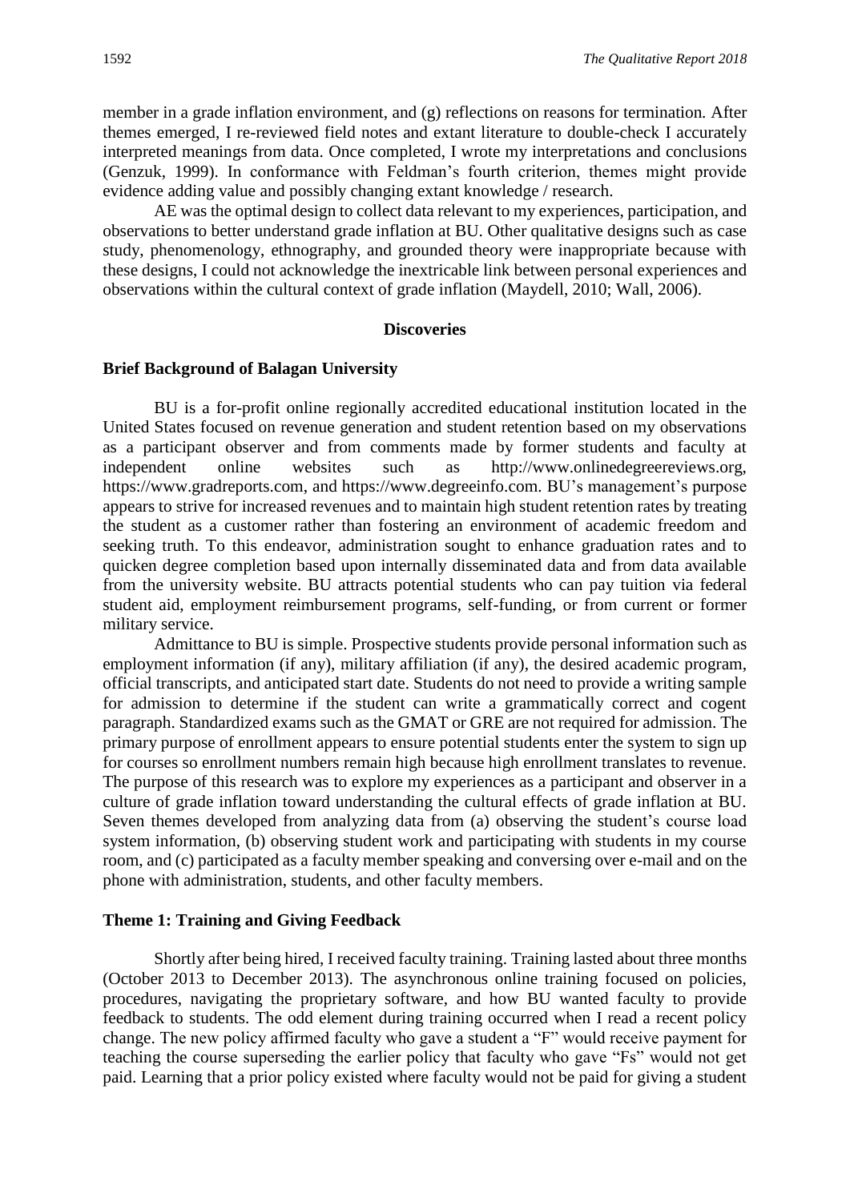member in a grade inflation environment, and (g) reflections on reasons for termination. After themes emerged, I re-reviewed field notes and extant literature to double-check I accurately interpreted meanings from data. Once completed, I wrote my interpretations and conclusions (Genzuk, 1999). In conformance with Feldman's fourth criterion, themes might provide evidence adding value and possibly changing extant knowledge / research.

AE was the optimal design to collect data relevant to my experiences, participation, and observations to better understand grade inflation at BU. Other qualitative designs such as case study, phenomenology, ethnography, and grounded theory were inappropriate because with these designs, I could not acknowledge the inextricable link between personal experiences and observations within the cultural context of grade inflation (Maydell, 2010; Wall, 2006).

## Discoveries

### Brief Background of Balagan University

BU is a for-profit online regionally accredited educational institution located in the United States focused on revenue generation and student retention based on my observations as a participant observer and from comments made by former students and faculty at independent online websites such as http://www.onlinedegreereviews.org, https://www.gradreports.com, and https://www.degreeinfo.com. BU's management's purpose appears to strive for increased revenues and to maintain high student retention rates by treating the student as a customer rather than fostering an environment of academic freedom and seeking truth. To this endeavor, administration sought to enhance graduation rates and to quicken degree completion based upon internally disseminated data and from data available from the university website. BU attracts potential students who can pay tuition via federal student aid, employment reimbursement programs, self-funding, or from current or former military service.

Admittance to BU is simple. Prospective students provide personal information such as employment information (if any), military affiliation (if any), the desired academic program, official transcripts, and anticipated start date. Students do not need to provide a writing sample for admission to determine if the student can write a grammatically correct and cogent paragraph. Standardized exams such as the GMAT or GRE are not required for admission. The primary purpose of enrollment appears to ensure potential students enter the system to sign up for courses so enrollment numbers remain high because high enrollment translates to revenue. The purpose of this research was to explore my experiences as a participant and observer in a culture of grade inflation toward understanding the cultural effects of grade inflation at BU. Seven themes developed from analyzing data from (a) observing the student's course load system information, (b) observing student work and participating with students in my course room, and (c) participated as a faculty member speaking and conversing over e-mail and on the phone with administration, students, and other faculty members.

### Theme 1: Training and Giving Feedback

Shortly after being hired, I received faculty training. Training lasted about three months (October 2013 to December 2013). The asynchronous online training focused on policies, procedures, navigating the proprietary software, and how BU wanted faculty to provide feedback to students. The odd element during training occurred when I read a recent policy change. The new policy affirmed faculty who gave a student a "F" would receive payment for teaching the course superseding the earlier policy that faculty who gave "Fs" would not get paid. Learning that a prior policy existed where faculty would not be paid for giving a student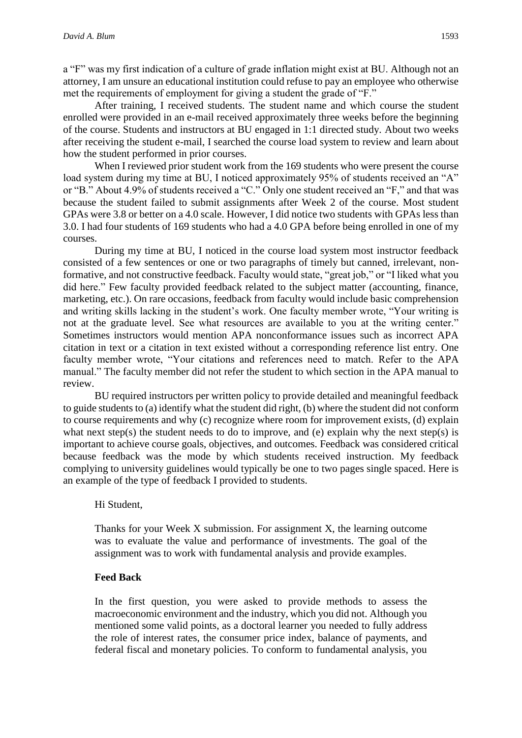a "F" was my first indication of a culture of grade inflation might exist at BU. Although not an attorney, I am unsure an educational institution could refuse to pay an employee who otherwise met the requirements of employment for giving a student the grade of "F."

After training, I received students. The student name and which course the student enrolled were provided in an e-mail received approximately three weeks before the beginning of the course. Students and instructors at BU engaged in 1:1 directed study. About two weeks after receiving the student e-mail, I searched the course load system to review and learn about how the student performed in prior courses.

When I reviewed prior student work from the 169 students who were present the course load system during my time at BU, I noticed approximately 95% of students received an "A" or "B." About 4.9% of students received a "C." Only one student received an "F," and that was because the student failed to submit assignments after Week 2 of the course. Most student GPAs were 3.8 or better on a 4.0 scale. However, I did notice two students with GPAs less than 3.0. I had four students of 169 students who had a 4.0 GPA before being enrolled in one of my courses.

During my time at BU, I noticed in the course load system most instructor feedback consisted of a few sentences or one or two paragraphs of timely but canned, irrelevant, non-formative, and not constructive feedback. Faculty would state, "great job," or "I liked what you did here." Few faculty provided feedback related to the subject matter (accounting, finance, marketing, etc.). On rare occasions, feedback from faculty would include basic comprehension and writing skills lacking in the student's work. One faculty member wrote, "Your writing is not at the graduate level. See what resources are available to you at the writing center." Sometimes instructors would mention APA nonconformance issues such as incorrect APA citation in text or a citation in text existed without a corresponding reference list entry. One faculty member wrote, "Your citations and references need to match. Refer to the APA manual." The faculty member did not refer the student to which section in the APA manual to review.

BU required instructors per written policy to provide detailed and meaningful feedback to guide students to (a) identify what the student did right, (b) where the student did not conform to course requirements and why (c) recognize where room for improvement exists, (d) explain what next step(s) the student needs to do to improve, and (e) explain why the next step(s) is important to achieve course goals, objectives, and outcomes. Feedback was considered critical because feedback was the mode by which students received instruction. My feedback complying to university guidelines would typically be one to two pages single spaced. Here is an example of the type of feedback I provided to students.

> Hi Student,
>
> Thanks for your Week X submission. For assignment X, the learning outcome was to evaluate the value and performance of investments. The goal of the assignment was to work with fundamental analysis and provide examples.
>
> **Feed Back**
>
> In the first question, you were asked to provide methods to assess the macroeconomic environment and the industry, which you did not. Although you mentioned some valid points, as a doctoral learner you needed to fully address the role of interest rates, the consumer price index, balance of payments, and federal fiscal and monetary policies. To conform to fundamental analysis, you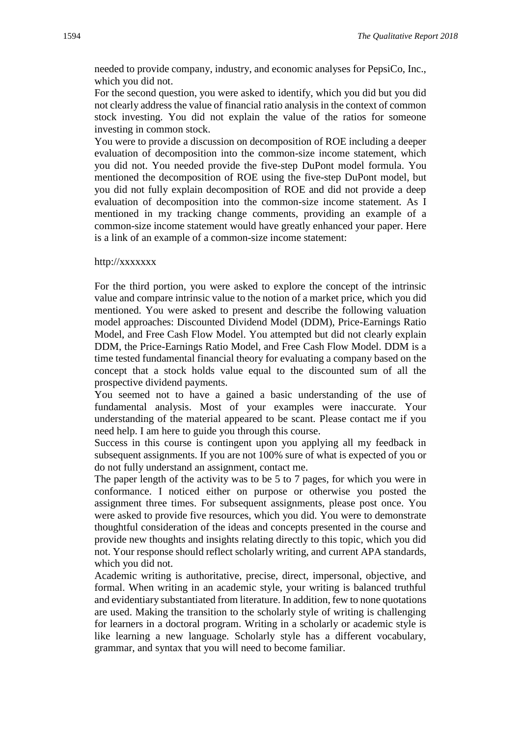needed to provide company, industry, and economic analyses for PepsiCo, Inc., which you did not.

For the second question, you were asked to identify, which you did but you did not clearly address the value of financial ratio analysis in the context of common stock investing. You did not explain the value of the ratios for someone investing in common stock.

You were to provide a discussion on decomposition of ROE including a deeper evaluation of decomposition into the common-size income statement, which you did not. You needed provide the five-step DuPont model formula. You mentioned the decomposition of ROE using the five-step DuPont model, but you did not fully explain decomposition of ROE and did not provide a deep evaluation of decomposition into the common-size income statement. As I mentioned in my tracking change comments, providing an example of a common-size income statement would have greatly enhanced your paper. Here is a link of an example of a common-size income statement:

http://xxxxxxx

For the third portion, you were asked to explore the concept of the intrinsic value and compare intrinsic value to the notion of a market price, which you did mentioned. You were asked to present and describe the following valuation model approaches: Discounted Dividend Model (DDM), Price-Earnings Ratio Model, and Free Cash Flow Model. You attempted but did not clearly explain DDM, the Price-Earnings Ratio Model, and Free Cash Flow Model. DDM is a time tested fundamental financial theory for evaluating a company based on the concept that a stock holds value equal to the discounted sum of all the prospective dividend payments.

You seemed not to have a gained a basic understanding of the use of fundamental analysis. Most of your examples were inaccurate. Your understanding of the material appeared to be scant. Please contact me if you need help. I am here to guide you through this course.

Success in this course is contingent upon you applying all my feedback in subsequent assignments. If you are not 100% sure of what is expected of you or do not fully understand an assignment, contact me.

The paper length of the activity was to be 5 to 7 pages, for which you were in conformance. I noticed either on purpose or otherwise you posted the assignment three times. For subsequent assignments, please post once. You were asked to provide five resources, which you did. You were to demonstrate thoughtful consideration of the ideas and concepts presented in the course and provide new thoughts and insights relating directly to this topic, which you did not. Your response should reflect scholarly writing, and current APA standards, which you did not.

Academic writing is authoritative, precise, direct, impersonal, objective, and formal. When writing in an academic style, your writing is balanced truthful and evidentiary substantiated from literature. In addition, few to none quotations are used. Making the transition to the scholarly style of writing is challenging for learners in a doctoral program. Writing in a scholarly or academic style is like learning a new language. Scholarly style has a different vocabulary, grammar, and syntax that you will need to become familiar.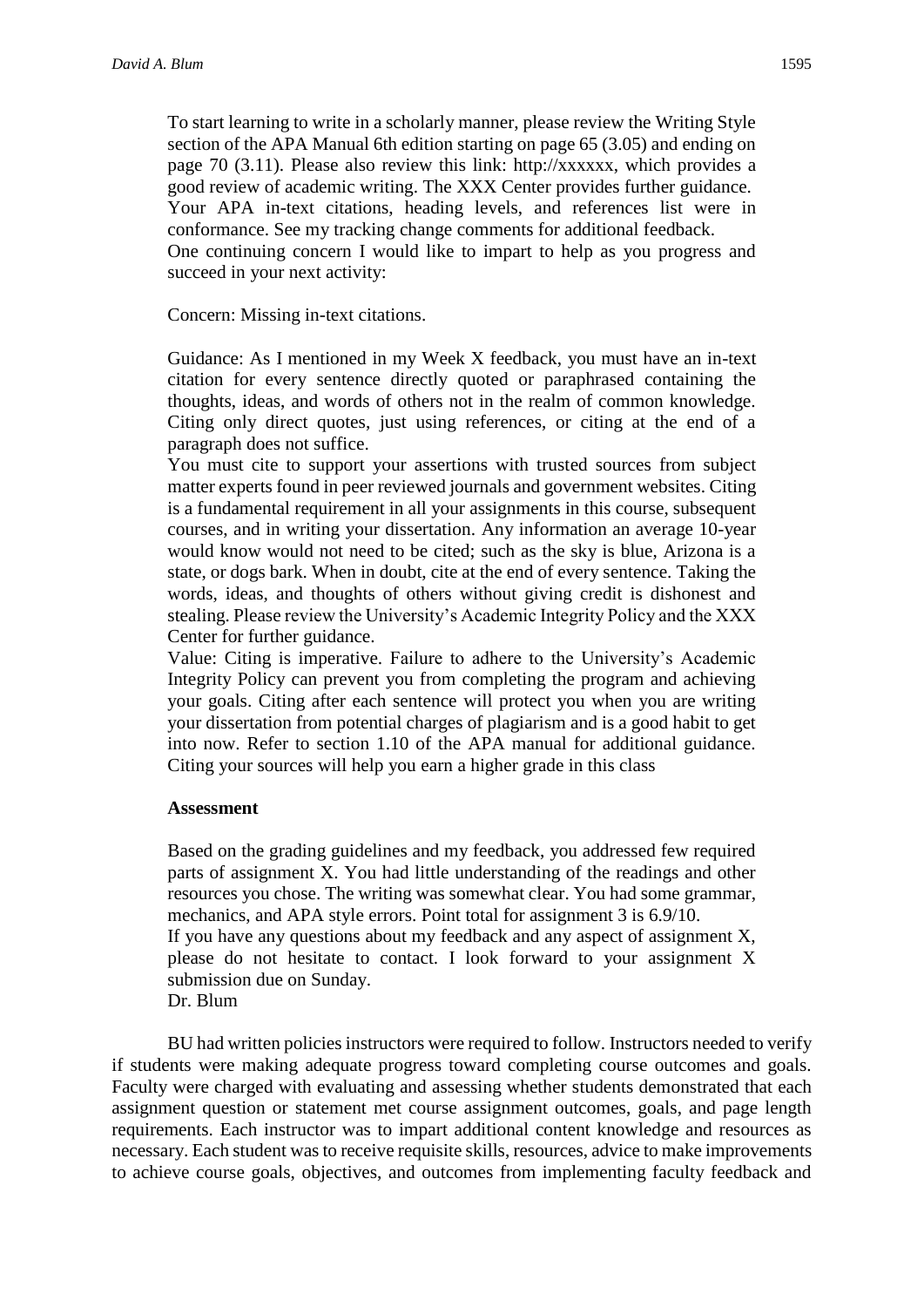To start learning to write in a scholarly manner, please review the Writing Style section of the APA Manual 6th edition starting on page 65 (3.05) and ending on page 70 (3.11). Please also review this link: http://xxxxxx, which provides a good review of academic writing. The XXX Center provides further guidance. Your APA in-text citations, heading levels, and references list were in conformance. See my tracking change comments for additional feedback.
One continuing concern I would like to impart to help as you progress and succeed in your next activity:

Concern: Missing in-text citations.

Guidance: As I mentioned in my Week X feedback, you must have an in-text citation for every sentence directly quoted or paraphrased containing the thoughts, ideas, and words of others not in the realm of common knowledge. Citing only direct quotes, just using references, or citing at the end of a paragraph does not suffice.
You must cite to support your assertions with trusted sources from subject matter experts found in peer reviewed journals and government websites. Citing is a fundamental requirement in all your assignments in this course, subsequent courses, and in writing your dissertation. Any information an average 10-year would know would not need to be cited; such as the sky is blue, Arizona is a state, or dogs bark. When in doubt, cite at the end of every sentence. Taking the words, ideas, and thoughts of others without giving credit is dishonest and stealing. Please review the University's Academic Integrity Policy and the XXX Center for further guidance.
Value: Citing is imperative. Failure to adhere to the University's Academic Integrity Policy can prevent you from completing the program and achieving your goals. Citing after each sentence will protect you when you are writing your dissertation from potential charges of plagiarism and is a good habit to get into now. Refer to section 1.10 of the APA manual for additional guidance. Citing your sources will help you earn a higher grade in this class

**Assessment**

Based on the grading guidelines and my feedback, you addressed few required parts of assignment X. You had little understanding of the readings and other resources you chose. The writing was somewhat clear. You had some grammar, mechanics, and APA style errors. Point total for assignment 3 is 6.9/10.
If you have any questions about my feedback and any aspect of assignment X, please do not hesitate to contact. I look forward to your assignment X submission due on Sunday.
Dr. Blum

BU had written policies instructors were required to follow. Instructors needed to verify if students were making adequate progress toward completing course outcomes and goals. Faculty were charged with evaluating and assessing whether students demonstrated that each assignment question or statement met course assignment outcomes, goals, and page length requirements. Each instructor was to impart additional content knowledge and resources as necessary. Each student was to receive requisite skills, resources, advice to make improvements to achieve course goals, objectives, and outcomes from implementing faculty feedback and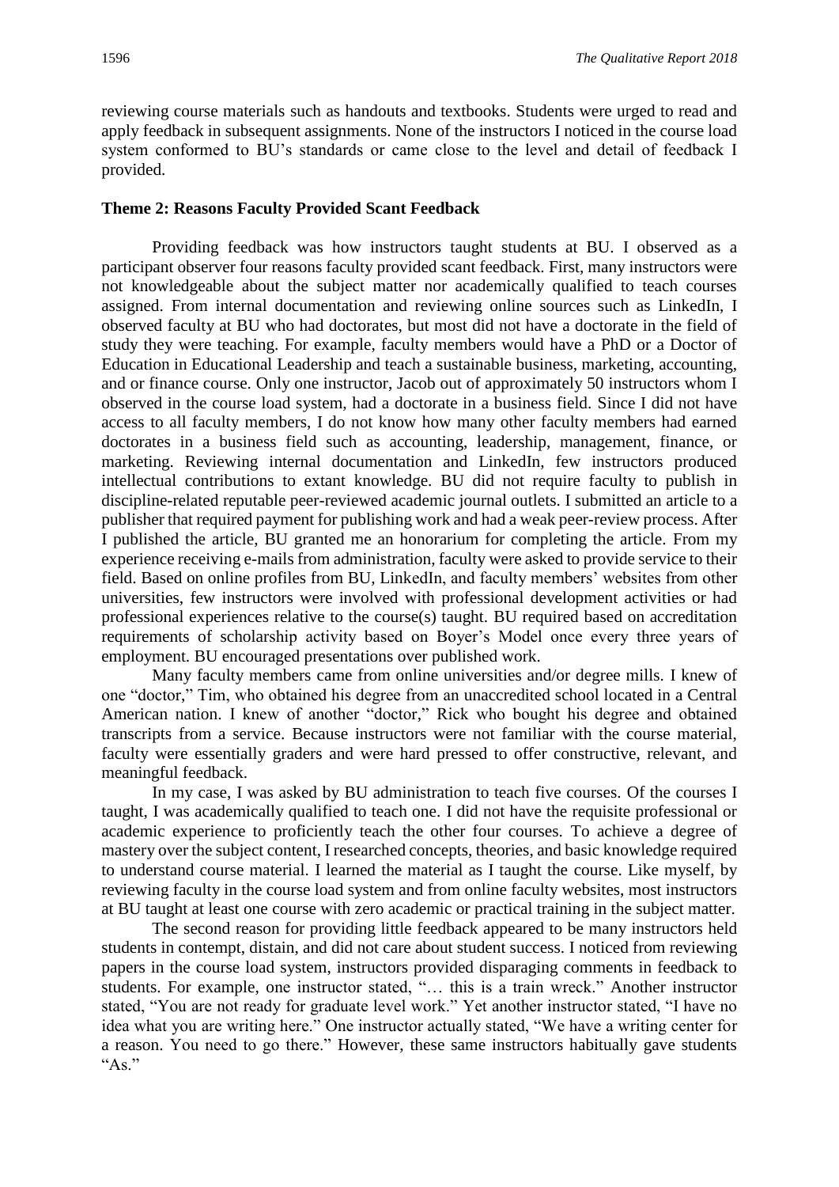reviewing course materials such as handouts and textbooks. Students were urged to read and apply feedback in subsequent assignments. None of the instructors I noticed in the course load system conformed to BU's standards or came close to the level and detail of feedback I provided.

### Theme 2: Reasons Faculty Provided Scant Feedback

Providing feedback was how instructors taught students at BU. I observed as a participant observer four reasons faculty provided scant feedback. First, many instructors were not knowledgeable about the subject matter nor academically qualified to teach courses assigned. From internal documentation and reviewing online sources such as LinkedIn, I observed faculty at BU who had doctorates, but most did not have a doctorate in the field of study they were teaching. For example, faculty members would have a PhD or a Doctor of Education in Educational Leadership and teach a sustainable business, marketing, accounting, and or finance course. Only one instructor, Jacob out of approximately 50 instructors whom I observed in the course load system, had a doctorate in a business field. Since I did not have access to all faculty members, I do not know how many other faculty members had earned doctorates in a business field such as accounting, leadership, management, finance, or marketing. Reviewing internal documentation and LinkedIn, few instructors produced intellectual contributions to extant knowledge. BU did not require faculty to publish in discipline-related reputable peer-reviewed academic journal outlets. I submitted an article to a publisher that required payment for publishing work and had a weak peer-review process. After I published the article, BU granted me an honorarium for completing the article. From my experience receiving e-mails from administration, faculty were asked to provide service to their field. Based on online profiles from BU, LinkedIn, and faculty members' websites from other universities, few instructors were involved with professional development activities or had professional experiences relative to the course(s) taught. BU required based on accreditation requirements of scholarship activity based on Boyer's Model once every three years of employment. BU encouraged presentations over published work.

Many faculty members came from online universities and/or degree mills. I knew of one "doctor," Tim, who obtained his degree from an unaccredited school located in a Central American nation. I knew of another "doctor," Rick who bought his degree and obtained transcripts from a service. Because instructors were not familiar with the course material, faculty were essentially graders and were hard pressed to offer constructive, relevant, and meaningful feedback.

In my case, I was asked by BU administration to teach five courses. Of the courses I taught, I was academically qualified to teach one. I did not have the requisite professional or academic experience to proficiently teach the other four courses. To achieve a degree of mastery over the subject content, I researched concepts, theories, and basic knowledge required to understand course material. I learned the material as I taught the course. Like myself, by reviewing faculty in the course load system and from online faculty websites, most instructors at BU taught at least one course with zero academic or practical training in the subject matter.

The second reason for providing little feedback appeared to be many instructors held students in contempt, distain, and did not care about student success. I noticed from reviewing papers in the course load system, instructors provided disparaging comments in feedback to students. For example, one instructor stated, "… this is a train wreck." Another instructor stated, "You are not ready for graduate level work." Yet another instructor stated, "I have no idea what you are writing here." One instructor actually stated, "We have a writing center for a reason. You need to go there." However, these same instructors habitually gave students "As."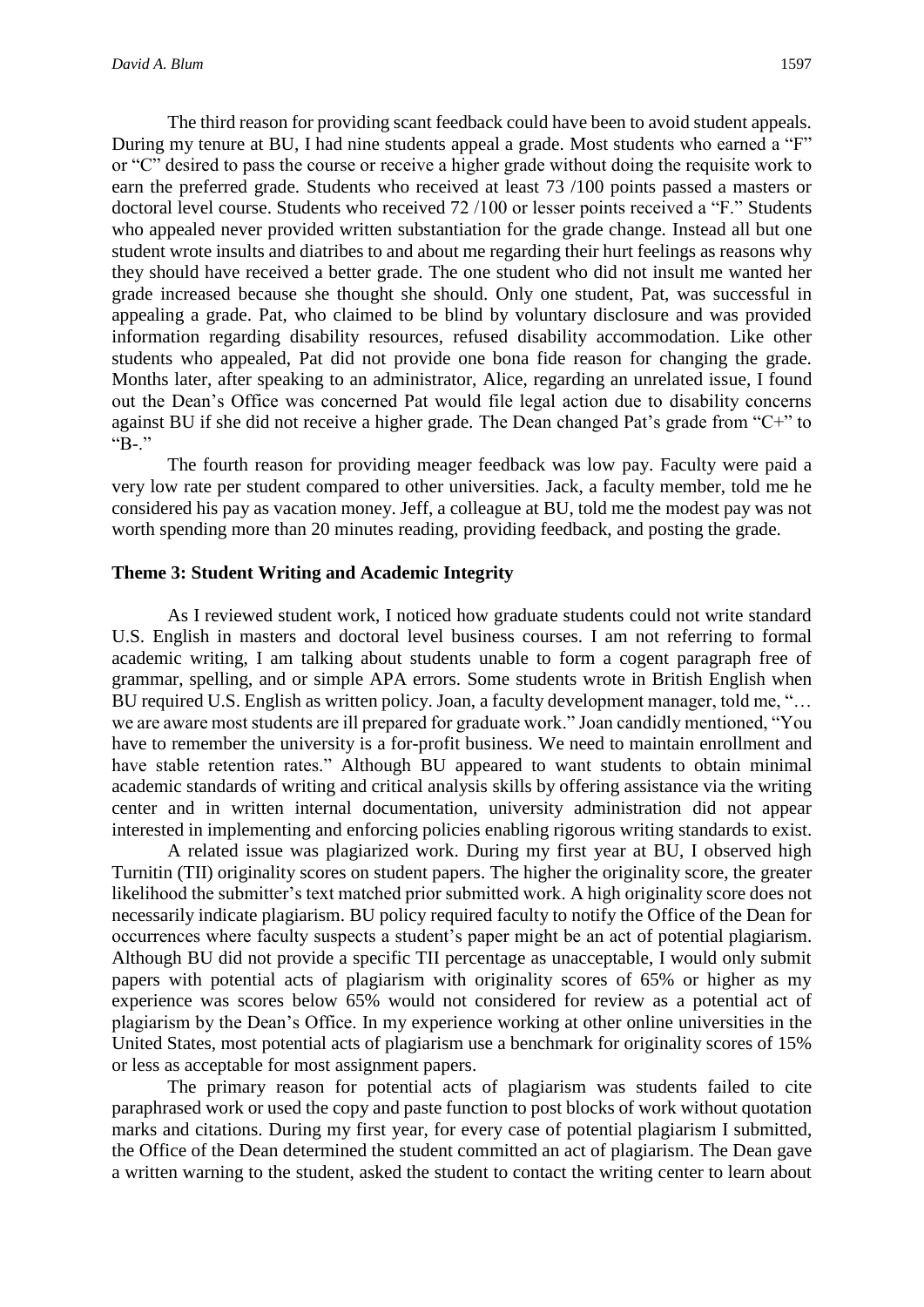The third reason for providing scant feedback could have been to avoid student appeals. During my tenure at BU, I had nine students appeal a grade. Most students who earned a "F" or "C" desired to pass the course or receive a higher grade without doing the requisite work to earn the preferred grade. Students who received at least 73 /100 points passed a masters or doctoral level course. Students who received 72 /100 or lesser points received a "F." Students who appealed never provided written substantiation for the grade change. Instead all but one student wrote insults and diatribes to and about me regarding their hurt feelings as reasons why they should have received a better grade. The one student who did not insult me wanted her grade increased because she thought she should. Only one student, Pat, was successful in appealing a grade. Pat, who claimed to be blind by voluntary disclosure and was provided information regarding disability resources, refused disability accommodation. Like other students who appealed, Pat did not provide one bona fide reason for changing the grade. Months later, after speaking to an administrator, Alice, regarding an unrelated issue, I found out the Dean's Office was concerned Pat would file legal action due to disability concerns against BU if she did not receive a higher grade. The Dean changed Pat's grade from "C+" to "B-."

The fourth reason for providing meager feedback was low pay. Faculty were paid a very low rate per student compared to other universities. Jack, a faculty member, told me he considered his pay as vacation money. Jeff, a colleague at BU, told me the modest pay was not worth spending more than 20 minutes reading, providing feedback, and posting the grade.

### Theme 3: Student Writing and Academic Integrity

As I reviewed student work, I noticed how graduate students could not write standard U.S. English in masters and doctoral level business courses. I am not referring to formal academic writing, I am talking about students unable to form a cogent paragraph free of grammar, spelling, and or simple APA errors. Some students wrote in British English when BU required U.S. English as written policy. Joan, a faculty development manager, told me, "… we are aware most students are ill prepared for graduate work." Joan candidly mentioned, "You have to remember the university is a for-profit business. We need to maintain enrollment and have stable retention rates." Although BU appeared to want students to obtain minimal academic standards of writing and critical analysis skills by offering assistance via the writing center and in written internal documentation, university administration did not appear interested in implementing and enforcing policies enabling rigorous writing standards to exist.

A related issue was plagiarized work. During my first year at BU, I observed high Turnitin (TII) originality scores on student papers. The higher the originality score, the greater likelihood the submitter's text matched prior submitted work. A high originality score does not necessarily indicate plagiarism. BU policy required faculty to notify the Office of the Dean for occurrences where faculty suspects a student's paper might be an act of potential plagiarism. Although BU did not provide a specific TII percentage as unacceptable, I would only submit papers with potential acts of plagiarism with originality scores of 65% or higher as my experience was scores below 65% would not considered for review as a potential act of plagiarism by the Dean's Office. In my experience working at other online universities in the United States, most potential acts of plagiarism use a benchmark for originality scores of 15% or less as acceptable for most assignment papers.

The primary reason for potential acts of plagiarism was students failed to cite paraphrased work or used the copy and paste function to post blocks of work without quotation marks and citations. During my first year, for every case of potential plagiarism I submitted, the Office of the Dean determined the student committed an act of plagiarism. The Dean gave a written warning to the student, asked the student to contact the writing center to learn about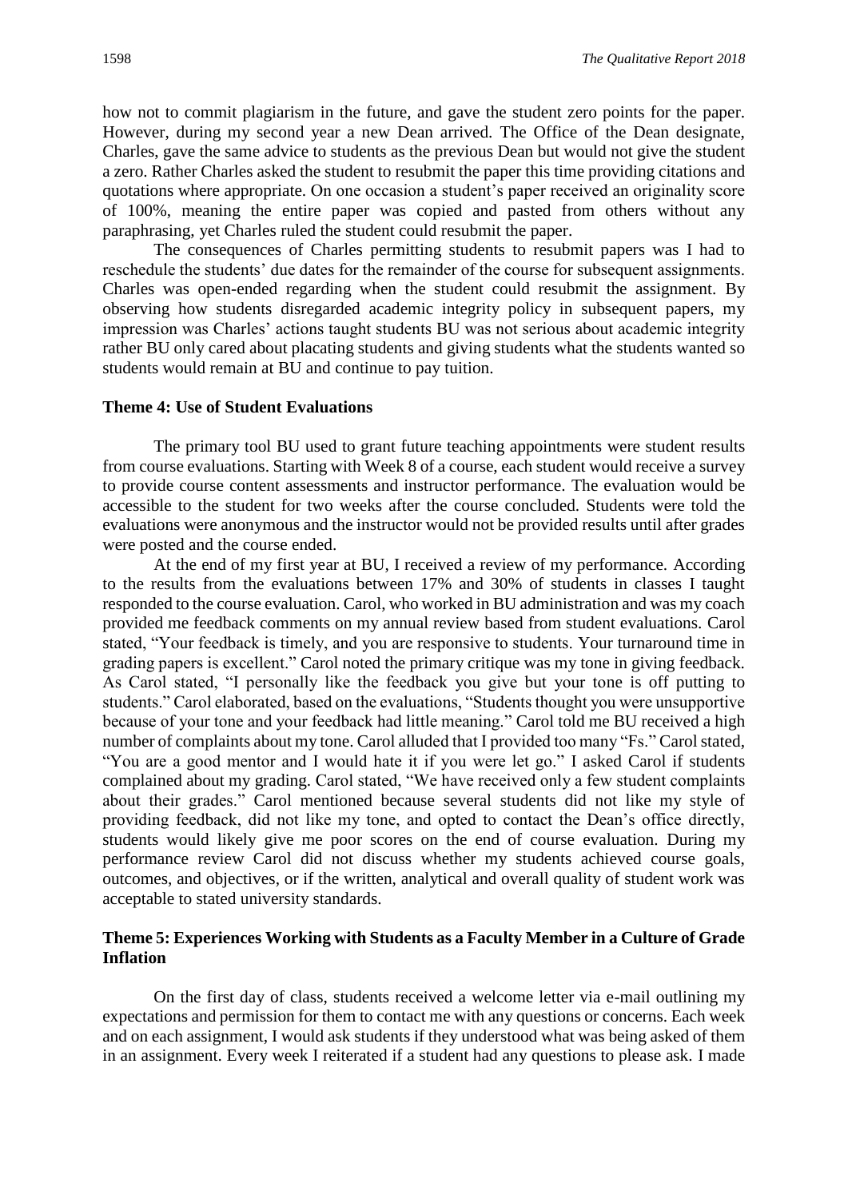how not to commit plagiarism in the future, and gave the student zero points for the paper. However, during my second year a new Dean arrived. The Office of the Dean designate, Charles, gave the same advice to students as the previous Dean but would not give the student a zero. Rather Charles asked the student to resubmit the paper this time providing citations and quotations where appropriate. On one occasion a student's paper received an originality score of 100%, meaning the entire paper was copied and pasted from others without any paraphrasing, yet Charles ruled the student could resubmit the paper.

The consequences of Charles permitting students to resubmit papers was I had to reschedule the students' due dates for the remainder of the course for subsequent assignments. Charles was open-ended regarding when the student could resubmit the assignment. By observing how students disregarded academic integrity policy in subsequent papers, my impression was Charles' actions taught students BU was not serious about academic integrity rather BU only cared about placating students and giving students what the students wanted so students would remain at BU and continue to pay tuition.

### Theme 4: Use of Student Evaluations

The primary tool BU used to grant future teaching appointments were student results from course evaluations. Starting with Week 8 of a course, each student would receive a survey to provide course content assessments and instructor performance. The evaluation would be accessible to the student for two weeks after the course concluded. Students were told the evaluations were anonymous and the instructor would not be provided results until after grades were posted and the course ended.

At the end of my first year at BU, I received a review of my performance. According to the results from the evaluations between 17% and 30% of students in classes I taught responded to the course evaluation. Carol, who worked in BU administration and was my coach provided me feedback comments on my annual review based from student evaluations. Carol stated, "Your feedback is timely, and you are responsive to students. Your turnaround time in grading papers is excellent." Carol noted the primary critique was my tone in giving feedback. As Carol stated, "I personally like the feedback you give but your tone is off putting to students." Carol elaborated, based on the evaluations, "Students thought you were unsupportive because of your tone and your feedback had little meaning." Carol told me BU received a high number of complaints about my tone. Carol alluded that I provided too many "Fs." Carol stated, "You are a good mentor and I would hate it if you were let go." I asked Carol if students complained about my grading. Carol stated, "We have received only a few student complaints about their grades." Carol mentioned because several students did not like my style of providing feedback, did not like my tone, and opted to contact the Dean's office directly, students would likely give me poor scores on the end of course evaluation. During my performance review Carol did not discuss whether my students achieved course goals, outcomes, and objectives, or if the written, analytical and overall quality of student work was acceptable to stated university standards.

### Theme 5: Experiences Working with Students as a Faculty Member in a Culture of Grade Inflation

On the first day of class, students received a welcome letter via e-mail outlining my expectations and permission for them to contact me with any questions or concerns. Each week and on each assignment, I would ask students if they understood what was being asked of them in an assignment. Every week I reiterated if a student had any questions to please ask. I made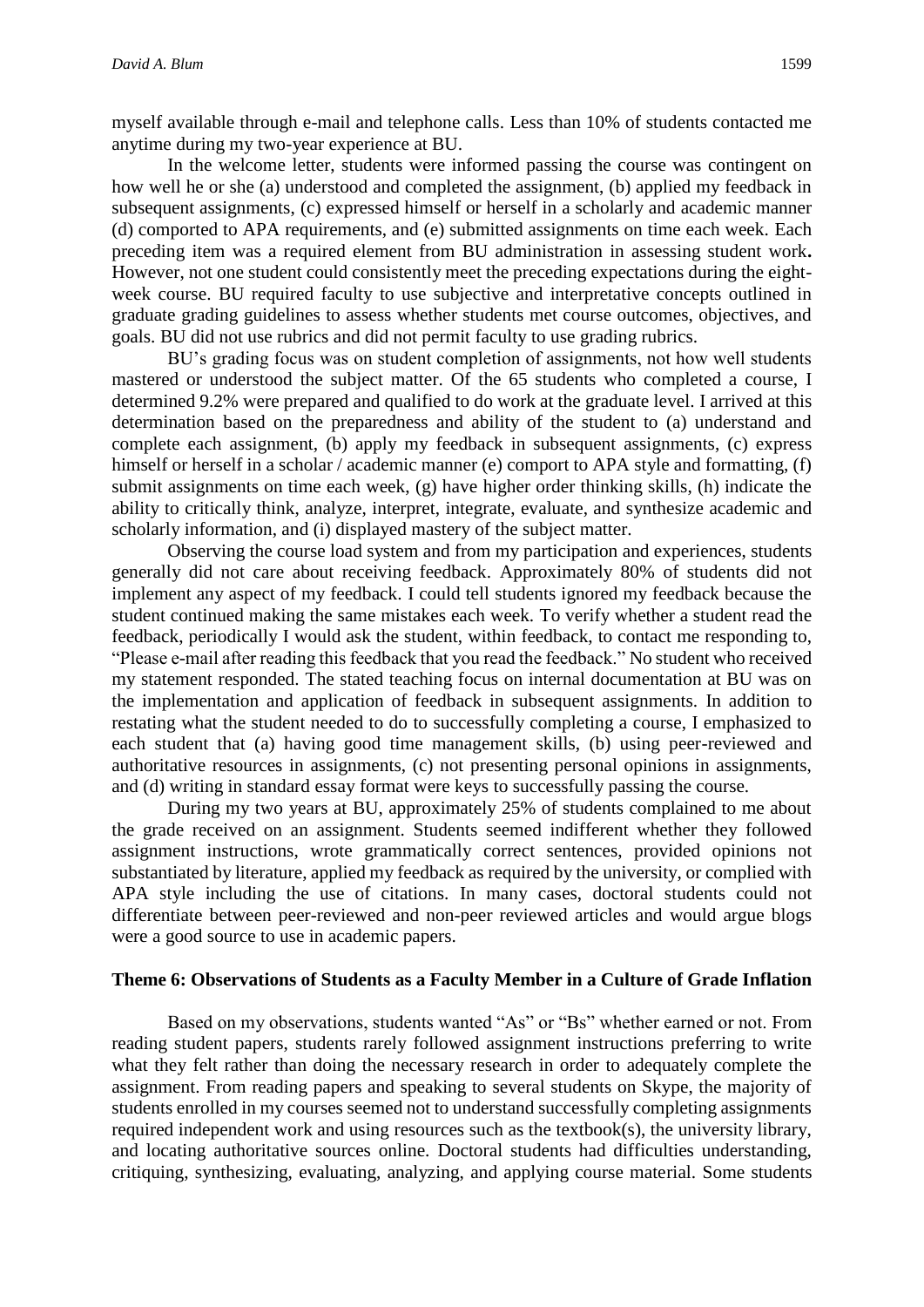myself available through e-mail and telephone calls. Less than 10% of students contacted me anytime during my two-year experience at BU.

In the welcome letter, students were informed passing the course was contingent on how well he or she (a) understood and completed the assignment, (b) applied my feedback in subsequent assignments, (c) expressed himself or herself in a scholarly and academic manner (d) comported to APA requirements, and (e) submitted assignments on time each week. Each preceding item was a required element from BU administration in assessing student work**.** However, not one student could consistently meet the preceding expectations during the eight-week course. BU required faculty to use subjective and interpretative concepts outlined in graduate grading guidelines to assess whether students met course outcomes, objectives, and goals. BU did not use rubrics and did not permit faculty to use grading rubrics.

BU's grading focus was on student completion of assignments, not how well students mastered or understood the subject matter. Of the 65 students who completed a course, I determined 9.2% were prepared and qualified to do work at the graduate level. I arrived at this determination based on the preparedness and ability of the student to (a) understand and complete each assignment, (b) apply my feedback in subsequent assignments, (c) express himself or herself in a scholar / academic manner (e) comport to APA style and formatting, (f) submit assignments on time each week, (g) have higher order thinking skills, (h) indicate the ability to critically think, analyze, interpret, integrate, evaluate, and synthesize academic and scholarly information, and (i) displayed mastery of the subject matter.

Observing the course load system and from my participation and experiences, students generally did not care about receiving feedback. Approximately 80% of students did not implement any aspect of my feedback. I could tell students ignored my feedback because the student continued making the same mistakes each week. To verify whether a student read the feedback, periodically I would ask the student, within feedback, to contact me responding to, "Please e-mail after reading this feedback that you read the feedback." No student who received my statement responded. The stated teaching focus on internal documentation at BU was on the implementation and application of feedback in subsequent assignments. In addition to restating what the student needed to do to successfully completing a course, I emphasized to each student that (a) having good time management skills, (b) using peer-reviewed and authoritative resources in assignments, (c) not presenting personal opinions in assignments, and (d) writing in standard essay format were keys to successfully passing the course.

During my two years at BU, approximately 25% of students complained to me about the grade received on an assignment. Students seemed indifferent whether they followed assignment instructions, wrote grammatically correct sentences, provided opinions not substantiated by literature, applied my feedback as required by the university, or complied with APA style including the use of citations. In many cases, doctoral students could not differentiate between peer-reviewed and non-peer reviewed articles and would argue blogs were a good source to use in academic papers.

### Theme 6: Observations of Students as a Faculty Member in a Culture of Grade Inflation

Based on my observations, students wanted "As" or "Bs" whether earned or not. From reading student papers, students rarely followed assignment instructions preferring to write what they felt rather than doing the necessary research in order to adequately complete the assignment. From reading papers and speaking to several students on Skype, the majority of students enrolled in my courses seemed not to understand successfully completing assignments required independent work and using resources such as the textbook(s), the university library, and locating authoritative sources online. Doctoral students had difficulties understanding, critiquing, synthesizing, evaluating, analyzing, and applying course material. Some students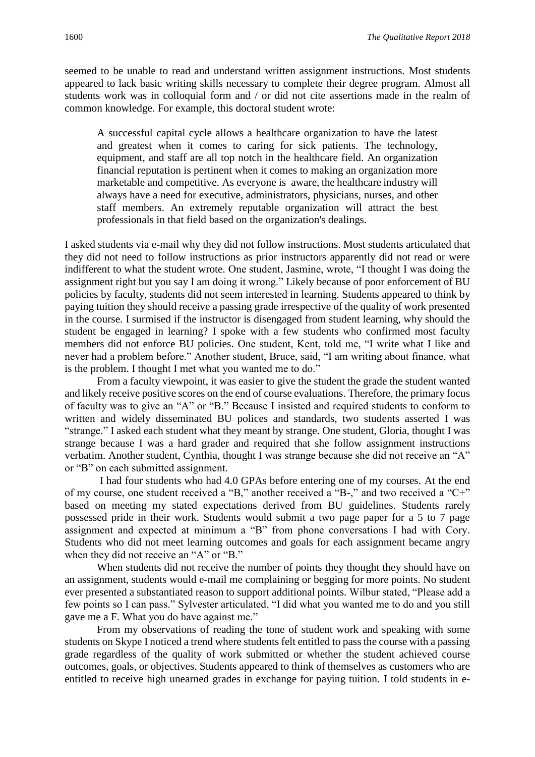seemed to be unable to read and understand written assignment instructions. Most students appeared to lack basic writing skills necessary to complete their degree program. Almost all students work was in colloquial form and / or did not cite assertions made in the realm of common knowledge. For example, this doctoral student wrote:

> A successful capital cycle allows a healthcare organization to have the latest and greatest when it comes to caring for sick patients. The technology, equipment, and staff are all top notch in the healthcare field. An organization financial reputation is pertinent when it comes to making an organization more marketable and competitive. As everyone is aware, the healthcare industry will always have a need for executive, administrators, physicians, nurses, and other staff members. An extremely reputable organization will attract the best professionals in that field based on the organization's dealings.

I asked students via e-mail why they did not follow instructions. Most students articulated that they did not need to follow instructions as prior instructors apparently did not read or were indifferent to what the student wrote. One student, Jasmine, wrote, "I thought I was doing the assignment right but you say I am doing it wrong." Likely because of poor enforcement of BU policies by faculty, students did not seem interested in learning. Students appeared to think by paying tuition they should receive a passing grade irrespective of the quality of work presented in the course. I surmised if the instructor is disengaged from student learning, why should the student be engaged in learning? I spoke with a few students who confirmed most faculty members did not enforce BU policies. One student, Kent, told me, "I write what I like and never had a problem before." Another student, Bruce, said, "I am writing about finance, what is the problem. I thought I met what you wanted me to do."

From a faculty viewpoint, it was easier to give the student the grade the student wanted and likely receive positive scores on the end of course evaluations. Therefore, the primary focus of faculty was to give an "A" or "B." Because I insisted and required students to conform to written and widely disseminated BU polices and standards, two students asserted I was "strange." I asked each student what they meant by strange. One student, Gloria, thought I was strange because I was a hard grader and required that she follow assignment instructions verbatim. Another student, Cynthia, thought I was strange because she did not receive an "A" or "B" on each submitted assignment.

I had four students who had 4.0 GPAs before entering one of my courses. At the end of my course, one student received a "B," another received a "B-," and two received a "C+" based on meeting my stated expectations derived from BU guidelines. Students rarely possessed pride in their work. Students would submit a two page paper for a 5 to 7 page assignment and expected at minimum a "B" from phone conversations I had with Cory. Students who did not meet learning outcomes and goals for each assignment became angry when they did not receive an "A" or "B."

When students did not receive the number of points they thought they should have on an assignment, students would e-mail me complaining or begging for more points. No student ever presented a substantiated reason to support additional points. Wilbur stated, "Please add a few points so I can pass." Sylvester articulated, "I did what you wanted me to do and you still gave me a F. What you do have against me."

From my observations of reading the tone of student work and speaking with some students on Skype I noticed a trend where students felt entitled to pass the course with a passing grade regardless of the quality of work submitted or whether the student achieved course outcomes, goals, or objectives. Students appeared to think of themselves as customers who are entitled to receive high unearned grades in exchange for paying tuition. I told students in e-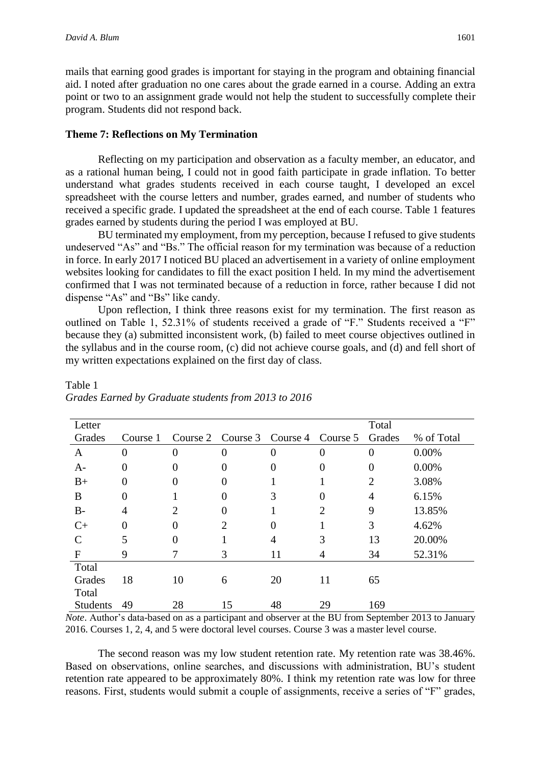mails that earning good grades is important for staying in the program and obtaining financial aid. I noted after graduation no one cares about the grade earned in a course. Adding an extra point or two to an assignment grade would not help the student to successfully complete their program. Students did not respond back.

### Theme 7: Reflections on My Termination

Reflecting on my participation and observation as a faculty member, an educator, and as a rational human being, I could not in good faith participate in grade inflation. To better understand what grades students received in each course taught, I developed an excel spreadsheet with the course letters and number, grades earned, and number of students who received a specific grade. I updated the spreadsheet at the end of each course. Table 1 features grades earned by students during the period I was employed at BU.

BU terminated my employment, from my perception, because I refused to give students undeserved "As" and "Bs." The official reason for my termination was because of a reduction in force. In early 2017 I noticed BU placed an advertisement in a variety of online employment websites looking for candidates to fill the exact position I held. In my mind the advertisement confirmed that I was not terminated because of a reduction in force, rather because I did not dispense "As" and "Bs" like candy.

Upon reflection, I think three reasons exist for my termination. The first reason as outlined on Table 1, 52.31% of students received a grade of "F." Students received a "F" because they (a) submitted inconsistent work, (b) failed to meet course objectives outlined in the syllabus and in the course room, (c) did not achieve course goals, and (d) and fell short of my written expectations explained on the first day of class.

Table 1
*Grades Earned by Graduate students from 2013 to 2016*

| Letter Grades | Course 1 | Course 2 | Course 3 | Course 4 | Course 5 | Total Grades | % of Total |
|---|---|---|---|---|---|---|---|
| A | 0 | 0 | 0 | 0 | 0 | 0 | 0.00% |
| A- | 0 | 0 | 0 | 0 | 0 | 0 | 0.00% |
| B+ | 0 | 0 | 0 | 1 | 1 | 2 | 3.08% |
| B | 0 | 1 | 0 | 3 | 0 | 4 | 6.15% |
| B- | 4 | 2 | 0 | 1 | 2 | 9 | 13.85% |
| C+ | 0 | 0 | 2 | 0 | 1 | 3 | 4.62% |
| C | 5 | 0 | 1 | 4 | 3 | 13 | 20.00% |
| F | 9 | 7 | 3 | 11 | 4 | 34 | 52.31% |
| Total Grades | 18 | 10 | 6 | 20 | 11 | 65 | |
| Total Students | 49 | 28 | 15 | 48 | 29 | 169 | |

*Note*. Author's data-based on as a participant and observer at the BU from September 2013 to January 2016. Courses 1, 2, 4, and 5 were doctoral level courses. Course 3 was a master level course.

The second reason was my low student retention rate. My retention rate was 38.46%. Based on observations, online searches, and discussions with administration, BU's student retention rate appeared to be approximately 80%. I think my retention rate was low for three reasons. First, students would submit a couple of assignments, receive a series of "F" grades,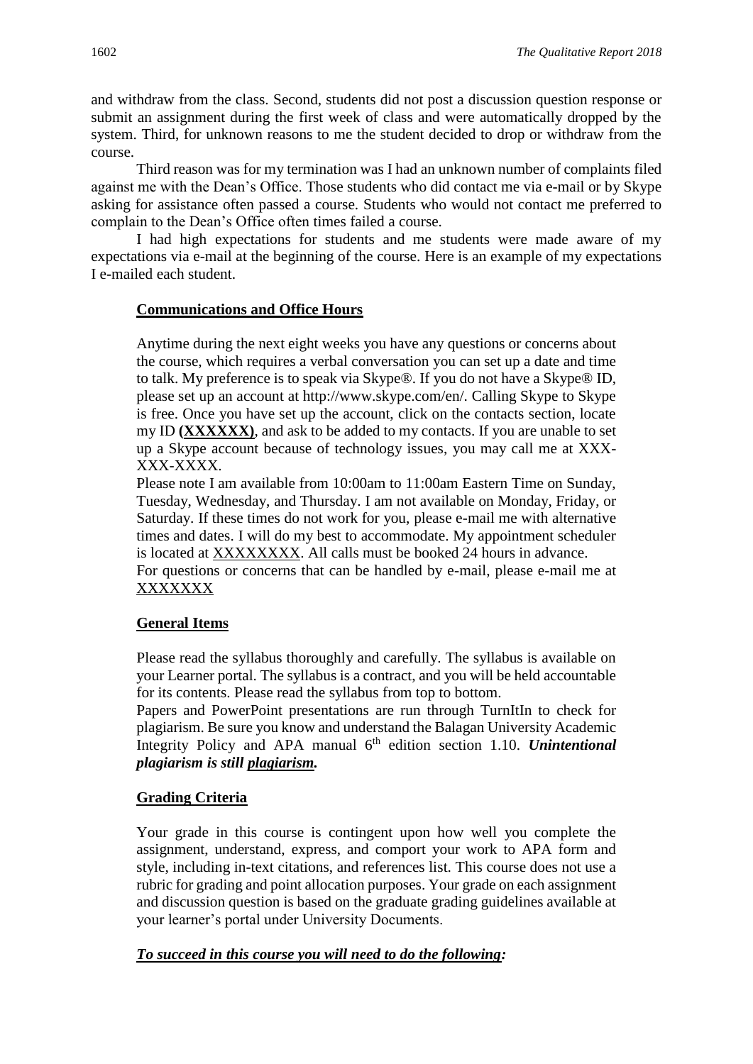and withdraw from the class. Second, students did not post a discussion question response or submit an assignment during the first week of class and were automatically dropped by the system. Third, for unknown reasons to me the student decided to drop or withdraw from the course.

Third reason was for my termination was I had an unknown number of complaints filed against me with the Dean's Office. Those students who did contact me via e-mail or by Skype asking for assistance often passed a course. Students who would not contact me preferred to complain to the Dean's Office often times failed a course.

I had high expectations for students and me students were made aware of my expectations via e-mail at the beginning of the course. Here is an example of my expectations I e-mailed each student.

> **Communications and Office Hours**
>
> Anytime during the next eight weeks you have any questions or concerns about the course, which requires a verbal conversation you can set up a date and time to talk. My preference is to speak via Skype®. If you do not have a Skype® ID, please set up an account at http://www.skype.com/en/. Calling Skype to Skype is free. Once you have set up the account, click on the contacts section, locate my ID **(XXXXXX)**, and ask to be added to my contacts. If you are unable to set up a Skype account because of technology issues, you may call me at XXX-XXX-XXXX.
>
> Please note I am available from 10:00am to 11:00am Eastern Time on Sunday, Tuesday, Wednesday, and Thursday. I am not available on Monday, Friday, or Saturday. If these times do not work for you, please e-mail me with alternative times and dates. I will do my best to accommodate. My appointment scheduler is located at XXXXXXXX. All calls must be booked 24 hours in advance.
>
> For questions or concerns that can be handled by e-mail, please e-mail me at XXXXXXX
>
> **General Items**
>
> Please read the syllabus thoroughly and carefully. The syllabus is available on your Learner portal. The syllabus is a contract, and you will be held accountable for its contents. Please read the syllabus from top to bottom.
>
> Papers and PowerPoint presentations are run through TurnItIn to check for plagiarism. Be sure you know and understand the Balagan University Academic Integrity Policy and APA manual 6th edition section 1.10. ***Unintentional plagiarism is still plagiarism.***
>
> **Grading Criteria**
>
> Your grade in this course is contingent upon how well you complete the assignment, understand, express, and comport your work to APA form and style, including in-text citations, and references list. This course does not use a rubric for grading and point allocation purposes. Your grade on each assignment and discussion question is based on the graduate grading guidelines available at your learner's portal under University Documents.
>
> ***To succeed in this course you will need to do the following:***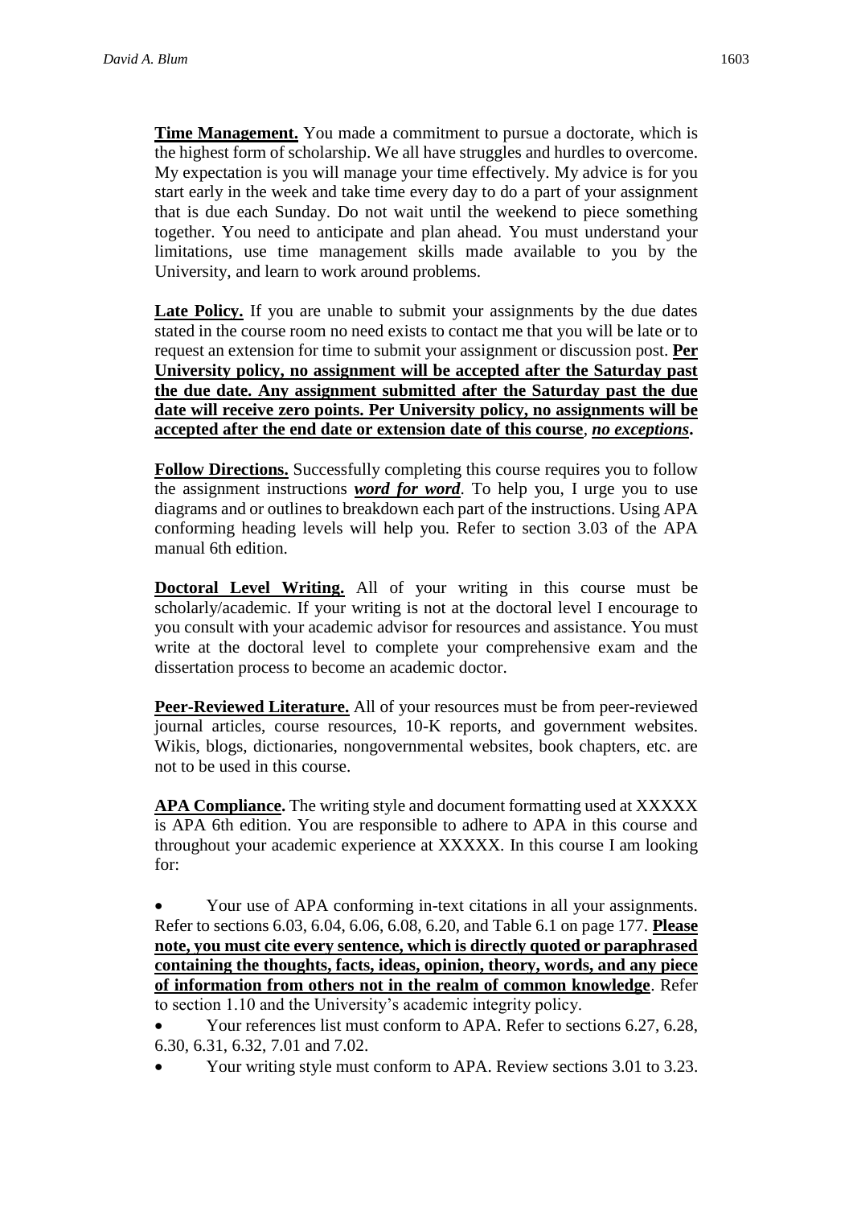**<u>Time Management.</u>** You made a commitment to pursue a doctorate, which is the highest form of scholarship. We all have struggles and hurdles to overcome. My expectation is you will manage your time effectively. My advice is for you start early in the week and take time every day to do a part of your assignment that is due each Sunday. Do not wait until the weekend to piece something together. You need to anticipate and plan ahead. You must understand your limitations, use time management skills made available to you by the University, and learn to work around problems.

**<u>Late Policy.</u>** If you are unable to submit your assignments by the due dates stated in the course room no need exists to contact me that you will be late or to request an extension for time to submit your assignment or discussion post. **<u>Per University policy, no assignment will be accepted after the Saturday past the due date. Any assignment submitted after the Saturday past the due date will receive zero points. Per University policy, no assignments will be accepted after the end date or extension date of this course</u>**, ***<u>no exceptions</u>*****.**

**<u>Follow Directions.</u>** Successfully completing this course requires you to follow the assignment instructions ***<u>word for word</u>***. To help you, I urge you to use diagrams and or outlines to breakdown each part of the instructions. Using APA conforming heading levels will help you. Refer to section 3.03 of the APA manual 6th edition.

**<u>Doctoral Level Writing.</u>** All of your writing in this course must be scholarly/academic. If your writing is not at the doctoral level I encourage to you consult with your academic advisor for resources and assistance. You must write at the doctoral level to complete your comprehensive exam and the dissertation process to become an academic doctor.

**<u>Peer-Reviewed Literature.</u>** All of your resources must be from peer-reviewed journal articles, course resources, 10-K reports, and government websites. Wikis, blogs, dictionaries, nongovernmental websites, book chapters, etc. are not to be used in this course.

**<u>APA Compliance</u>.** The writing style and document formatting used at XXXXX is APA 6th edition. You are responsible to adhere to APA in this course and throughout your academic experience at XXXXX. In this course I am looking for:

- Your use of APA conforming in-text citations in all your assignments. Refer to sections 6.03, 6.04, 6.06, 6.08, 6.20, and Table 6.1 on page 177. **<u>Please note, you must cite every sentence, which is directly quoted or paraphrased containing the thoughts, facts, ideas, opinion, theory, words, and any piece of information from others not in the realm of common knowledge</u>**. Refer to section 1.10 and the University's academic integrity policy.
- Your references list must conform to APA. Refer to sections 6.27, 6.28, 6.30, 6.31, 6.32, 7.01 and 7.02.
- Your writing style must conform to APA. Review sections 3.01 to 3.23.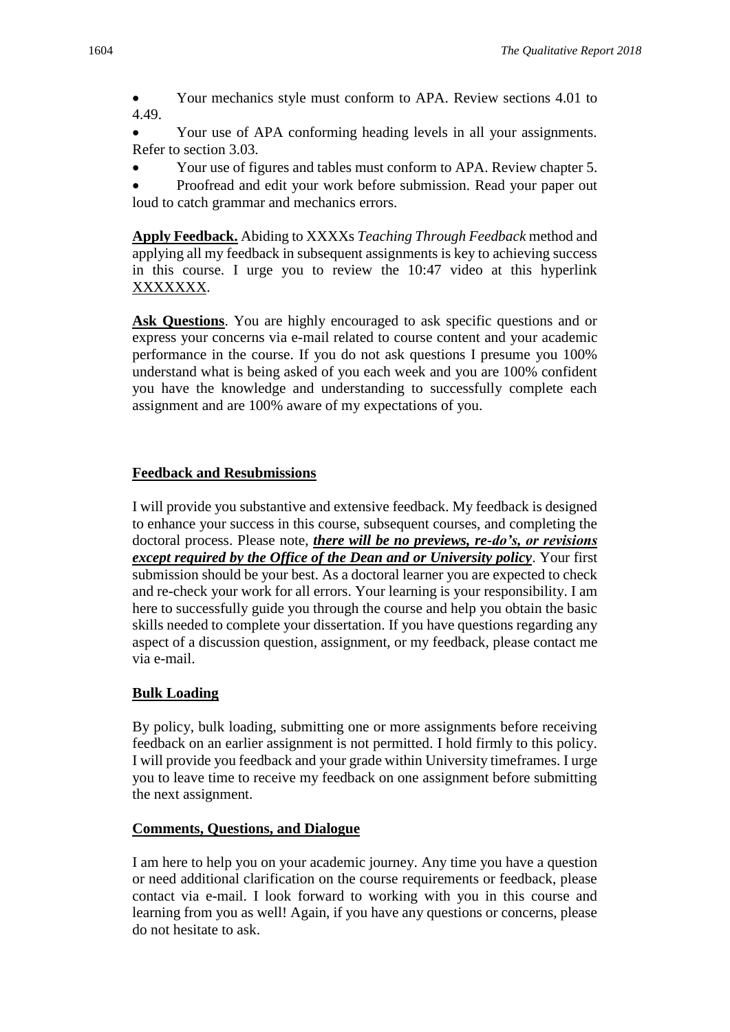- Your mechanics style must conform to APA. Review sections 4.01 to 4.49.
- Your use of APA conforming heading levels in all your assignments. Refer to section 3.03.
- Your use of figures and tables must conform to APA. Review chapter 5.
- Proofread and edit your work before submission. Read your paper out loud to catch grammar and mechanics errors.

**<u>Apply Feedback.</u>** Abiding to XXXXs *Teaching Through Feedback* method and applying all my feedback in subsequent assignments is key to achieving success in this course. I urge you to review the 10:47 video at this hyperlink <u>XXXXXXX</u>.

**<u>Ask Questions</u>**. You are highly encouraged to ask specific questions and or express your concerns via e-mail related to course content and your academic performance in the course. If you do not ask questions I presume you 100% understand what is being asked of you each week and you are 100% confident you have the knowledge and understanding to successfully complete each assignment and are 100% aware of my expectations of you.

**<u>Feedback and Resubmissions</u>**

I will provide you substantive and extensive feedback. My feedback is designed to enhance your success in this course, subsequent courses, and completing the doctoral process. Please note, ***<u>there will be no previews, re-do's, or revisions except required by the Office of the Dean and or University policy</u>***. Your first submission should be your best. As a doctoral learner you are expected to check and re-check your work for all errors. Your learning is your responsibility. I am here to successfully guide you through the course and help you obtain the basic skills needed to complete your dissertation. If you have questions regarding any aspect of a discussion question, assignment, or my feedback, please contact me via e-mail.

**<u>Bulk Loading</u>**

By policy, bulk loading, submitting one or more assignments before receiving feedback on an earlier assignment is not permitted. I hold firmly to this policy. I will provide you feedback and your grade within University timeframes. I urge you to leave time to receive my feedback on one assignment before submitting the next assignment.

**<u>Comments, Questions, and Dialogue</u>**

I am here to help you on your academic journey. Any time you have a question or need additional clarification on the course requirements or feedback, please contact via e-mail. I look forward to working with you in this course and learning from you as well! Again, if you have any questions or concerns, please do not hesitate to ask.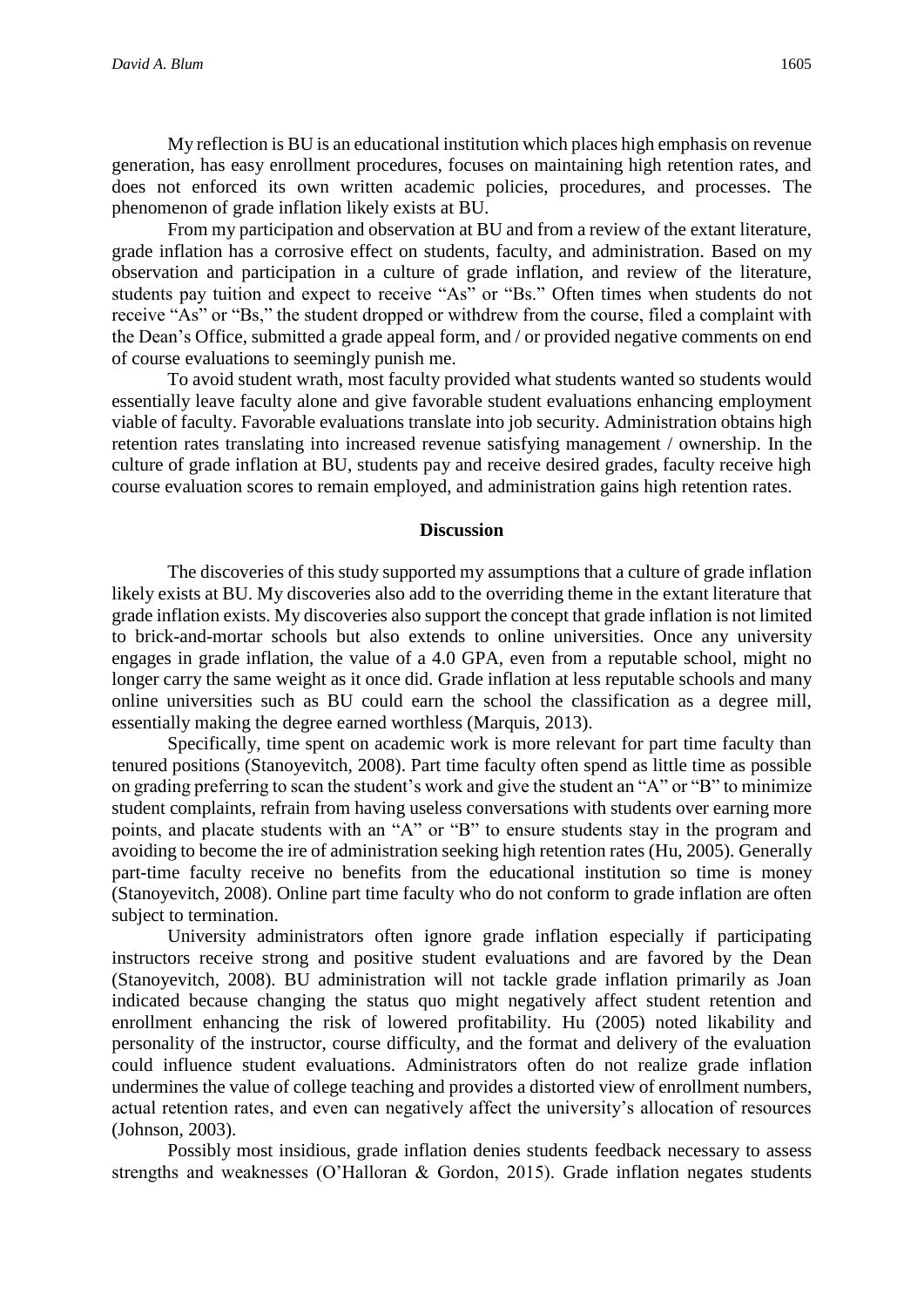My reflection is BU is an educational institution which places high emphasis on revenue generation, has easy enrollment procedures, focuses on maintaining high retention rates, and does not enforced its own written academic policies, procedures, and processes. The phenomenon of grade inflation likely exists at BU.

From my participation and observation at BU and from a review of the extant literature, grade inflation has a corrosive effect on students, faculty, and administration. Based on my observation and participation in a culture of grade inflation, and review of the literature, students pay tuition and expect to receive "As" or "Bs." Often times when students do not receive "As" or "Bs," the student dropped or withdrew from the course, filed a complaint with the Dean's Office, submitted a grade appeal form, and / or provided negative comments on end of course evaluations to seemingly punish me.

To avoid student wrath, most faculty provided what students wanted so students would essentially leave faculty alone and give favorable student evaluations enhancing employment viable of faculty. Favorable evaluations translate into job security. Administration obtains high retention rates translating into increased revenue satisfying management / ownership. In the culture of grade inflation at BU, students pay and receive desired grades, faculty receive high course evaluation scores to remain employed, and administration gains high retention rates.

## Discussion

The discoveries of this study supported my assumptions that a culture of grade inflation likely exists at BU. My discoveries also add to the overriding theme in the extant literature that grade inflation exists. My discoveries also support the concept that grade inflation is not limited to brick-and-mortar schools but also extends to online universities. Once any university engages in grade inflation, the value of a 4.0 GPA, even from a reputable school, might no longer carry the same weight as it once did. Grade inflation at less reputable schools and many online universities such as BU could earn the school the classification as a degree mill, essentially making the degree earned worthless (Marquis, 2013).

Specifically, time spent on academic work is more relevant for part time faculty than tenured positions (Stanoyevitch, 2008). Part time faculty often spend as little time as possible on grading preferring to scan the student's work and give the student an "A" or "B" to minimize student complaints, refrain from having useless conversations with students over earning more points, and placate students with an "A" or "B" to ensure students stay in the program and avoiding to become the ire of administration seeking high retention rates (Hu, 2005). Generally part-time faculty receive no benefits from the educational institution so time is money (Stanoyevitch, 2008). Online part time faculty who do not conform to grade inflation are often subject to termination.

University administrators often ignore grade inflation especially if participating instructors receive strong and positive student evaluations and are favored by the Dean (Stanoyevitch, 2008). BU administration will not tackle grade inflation primarily as Joan indicated because changing the status quo might negatively affect student retention and enrollment enhancing the risk of lowered profitability. Hu (2005) noted likability and personality of the instructor, course difficulty, and the format and delivery of the evaluation could influence student evaluations. Administrators often do not realize grade inflation undermines the value of college teaching and provides a distorted view of enrollment numbers, actual retention rates, and even can negatively affect the university's allocation of resources (Johnson, 2003).

Possibly most insidious, grade inflation denies students feedback necessary to assess strengths and weaknesses (O'Halloran & Gordon, 2015). Grade inflation negates students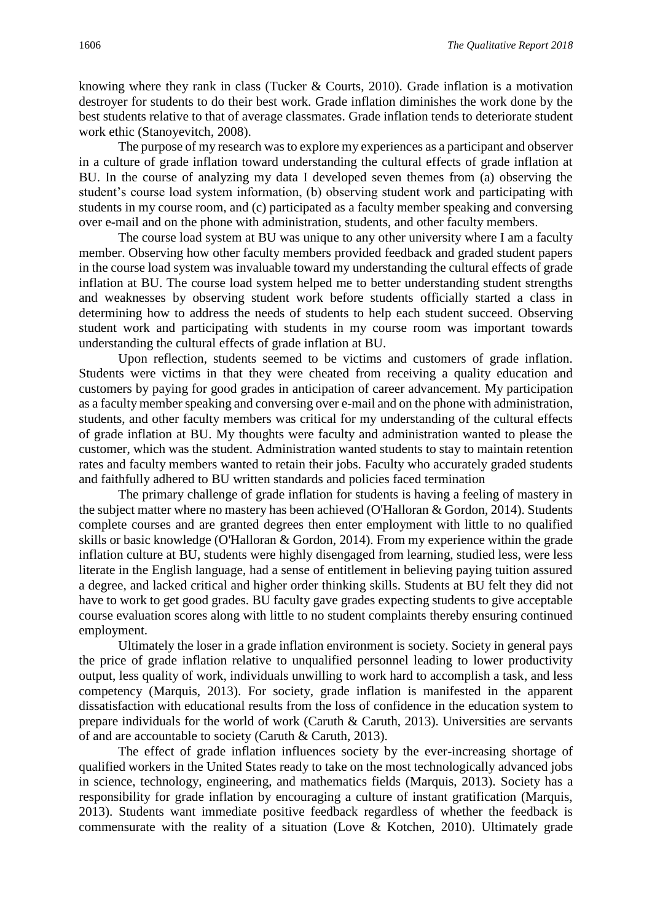knowing where they rank in class (Tucker & Courts, 2010). Grade inflation is a motivation destroyer for students to do their best work. Grade inflation diminishes the work done by the best students relative to that of average classmates. Grade inflation tends to deteriorate student work ethic (Stanoyevitch, 2008).

The purpose of my research was to explore my experiences as a participant and observer in a culture of grade inflation toward understanding the cultural effects of grade inflation at BU. In the course of analyzing my data I developed seven themes from (a) observing the student's course load system information, (b) observing student work and participating with students in my course room, and (c) participated as a faculty member speaking and conversing over e-mail and on the phone with administration, students, and other faculty members.

The course load system at BU was unique to any other university where I am a faculty member. Observing how other faculty members provided feedback and graded student papers in the course load system was invaluable toward my understanding the cultural effects of grade inflation at BU. The course load system helped me to better understanding student strengths and weaknesses by observing student work before students officially started a class in determining how to address the needs of students to help each student succeed. Observing student work and participating with students in my course room was important towards understanding the cultural effects of grade inflation at BU.

Upon reflection, students seemed to be victims and customers of grade inflation. Students were victims in that they were cheated from receiving a quality education and customers by paying for good grades in anticipation of career advancement. My participation as a faculty member speaking and conversing over e-mail and on the phone with administration, students, and other faculty members was critical for my understanding of the cultural effects of grade inflation at BU. My thoughts were faculty and administration wanted to please the customer, which was the student. Administration wanted students to stay to maintain retention rates and faculty members wanted to retain their jobs. Faculty who accurately graded students and faithfully adhered to BU written standards and policies faced termination

The primary challenge of grade inflation for students is having a feeling of mastery in the subject matter where no mastery has been achieved (O'Halloran & Gordon, 2014). Students complete courses and are granted degrees then enter employment with little to no qualified skills or basic knowledge (O'Halloran & Gordon, 2014). From my experience within the grade inflation culture at BU, students were highly disengaged from learning, studied less, were less literate in the English language, had a sense of entitlement in believing paying tuition assured a degree, and lacked critical and higher order thinking skills. Students at BU felt they did not have to work to get good grades. BU faculty gave grades expecting students to give acceptable course evaluation scores along with little to no student complaints thereby ensuring continued employment.

Ultimately the loser in a grade inflation environment is society. Society in general pays the price of grade inflation relative to unqualified personnel leading to lower productivity output, less quality of work, individuals unwilling to work hard to accomplish a task, and less competency (Marquis, 2013). For society, grade inflation is manifested in the apparent dissatisfaction with educational results from the loss of confidence in the education system to prepare individuals for the world of work (Caruth & Caruth, 2013). Universities are servants of and are accountable to society (Caruth & Caruth, 2013).

The effect of grade inflation influences society by the ever-increasing shortage of qualified workers in the United States ready to take on the most technologically advanced jobs in science, technology, engineering, and mathematics fields (Marquis, 2013). Society has a responsibility for grade inflation by encouraging a culture of instant gratification (Marquis, 2013). Students want immediate positive feedback regardless of whether the feedback is commensurate with the reality of a situation (Love & Kotchen, 2010). Ultimately grade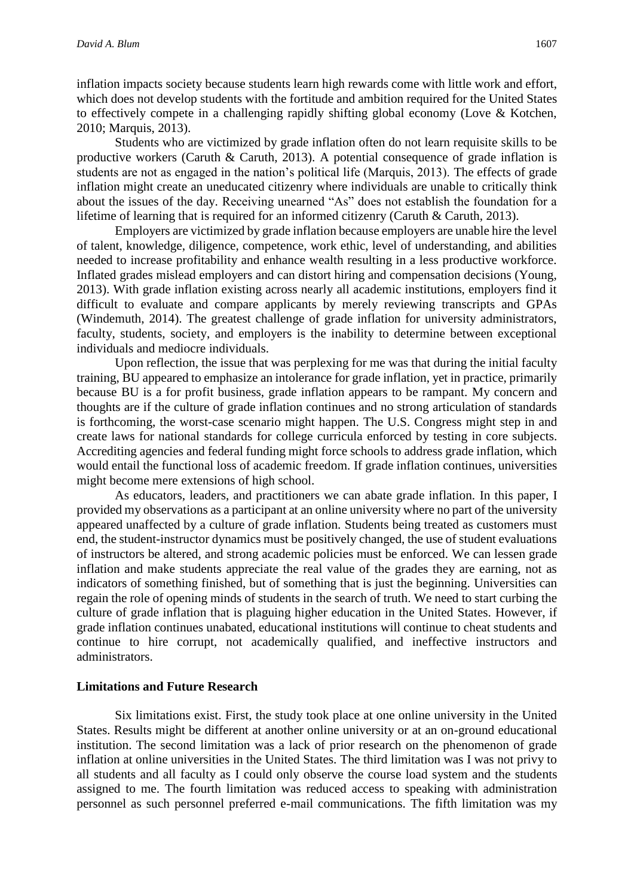inflation impacts society because students learn high rewards come with little work and effort, which does not develop students with the fortitude and ambition required for the United States to effectively compete in a challenging rapidly shifting global economy (Love & Kotchen, 2010; Marquis, 2013).

Students who are victimized by grade inflation often do not learn requisite skills to be productive workers (Caruth & Caruth, 2013). A potential consequence of grade inflation is students are not as engaged in the nation's political life (Marquis, 2013). The effects of grade inflation might create an uneducated citizenry where individuals are unable to critically think about the issues of the day. Receiving unearned "As" does not establish the foundation for a lifetime of learning that is required for an informed citizenry (Caruth & Caruth, 2013).

Employers are victimized by grade inflation because employers are unable hire the level of talent, knowledge, diligence, competence, work ethic, level of understanding, and abilities needed to increase profitability and enhance wealth resulting in a less productive workforce. Inflated grades mislead employers and can distort hiring and compensation decisions (Young, 2013). With grade inflation existing across nearly all academic institutions, employers find it difficult to evaluate and compare applicants by merely reviewing transcripts and GPAs (Windemuth, 2014). The greatest challenge of grade inflation for university administrators, faculty, students, society, and employers is the inability to determine between exceptional individuals and mediocre individuals.

Upon reflection, the issue that was perplexing for me was that during the initial faculty training, BU appeared to emphasize an intolerance for grade inflation, yet in practice, primarily because BU is a for profit business, grade inflation appears to be rampant. My concern and thoughts are if the culture of grade inflation continues and no strong articulation of standards is forthcoming, the worst-case scenario might happen. The U.S. Congress might step in and create laws for national standards for college curricula enforced by testing in core subjects. Accrediting agencies and federal funding might force schools to address grade inflation, which would entail the functional loss of academic freedom. If grade inflation continues, universities might become mere extensions of high school.

As educators, leaders, and practitioners we can abate grade inflation. In this paper, I provided my observations as a participant at an online university where no part of the university appeared unaffected by a culture of grade inflation. Students being treated as customers must end, the student-instructor dynamics must be positively changed, the use of student evaluations of instructors be altered, and strong academic policies must be enforced. We can lessen grade inflation and make students appreciate the real value of the grades they are earning, not as indicators of something finished, but of something that is just the beginning. Universities can regain the role of opening minds of students in the search of truth. We need to start curbing the culture of grade inflation that is plaguing higher education in the United States. However, if grade inflation continues unabated, educational institutions will continue to cheat students and continue to hire corrupt, not academically qualified, and ineffective instructors and administrators.

## Limitations and Future Research

Six limitations exist. First, the study took place at one online university in the United States. Results might be different at another online university or at an on-ground educational institution. The second limitation was a lack of prior research on the phenomenon of grade inflation at online universities in the United States. The third limitation was I was not privy to all students and all faculty as I could only observe the course load system and the students assigned to me. The fourth limitation was reduced access to speaking with administration personnel as such personnel preferred e-mail communications. The fifth limitation was my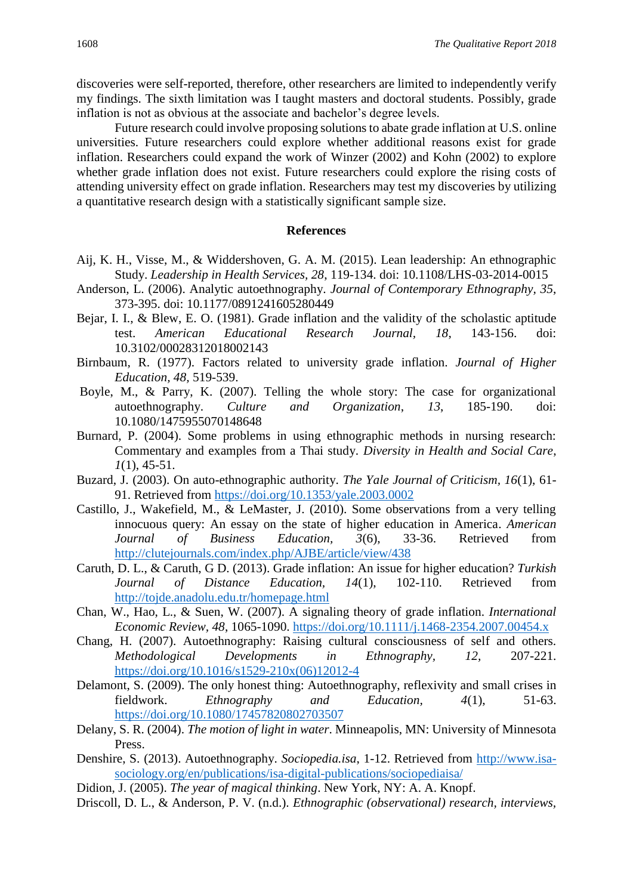discoveries were self-reported, therefore, other researchers are limited to independently verify my findings. The sixth limitation was I taught masters and doctoral students. Possibly, grade inflation is not as obvious at the associate and bachelor's degree levels.

Future research could involve proposing solutions to abate grade inflation at U.S. online universities. Future researchers could explore whether additional reasons exist for grade inflation. Researchers could expand the work of Winzer (2002) and Kohn (2002) to explore whether grade inflation does not exist. Future researchers could explore the rising costs of attending university effect on grade inflation. Researchers may test my discoveries by utilizing a quantitative research design with a statistically significant sample size.

## References

Aij, K. H., Visse, M., & Widdershoven, G. A. M. (2015). Lean leadership: An ethnographic Study. *Leadership in Health Services, 28,* 119-134. doi: 10.1108/LHS-03-2014-0015

Anderson, L. (2006). Analytic autoethnography. *Journal of Contemporary Ethnography, 35,* 373-395. doi: 10.1177/0891241605280449

Bejar, I. I., & Blew, E. O. (1981). Grade inflation and the validity of the scholastic aptitude test. *American Educational Research Journal, 18,* 143-156. doi: 10.3102/00028312018002143

Birnbaum, R. (1977). Factors related to university grade inflation. *Journal of Higher Education, 48,* 519-539.

Boyle, M., & Parry, K. (2007). Telling the whole story: The case for organizational autoethnography. *Culture and Organization, 13,* 185-190. doi: 10.1080/14759550701486448

Burnard, P. (2004). Some problems in using ethnographic methods in nursing research: Commentary and examples from a Thai study. *Diversity in Health and Social Care, 1*(1), 45-51.

Buzard, J. (2003). On auto-ethnographic authority. *The Yale Journal of Criticism, 16*(1), 61-91. Retrieved from https://doi.org/10.1353/yale.2003.0002

Castillo, J., Wakefield, M., & LeMaster, J. (2010). Some observations from a very telling innocuous query: An essay on the state of higher education in America. *American Journal of Business Education, 3*(6), 33-36. Retrieved from http://clutejournals.com/index.php/AJBE/article/view/438

Caruth, D. L., & Caruth, G D. (2013). Grade inflation: An issue for higher education? *Turkish Journal of Distance Education, 14*(1), 102-110. Retrieved from http://tojde.anadolu.edu.tr/homepage.html

Chan, W., Hao, L., & Suen, W. (2007). A signaling theory of grade inflation. *International Economic Review, 48,* 1065-1090. https://doi.org/10.1111/j.1468-2354.2007.00454.x

Chang, H. (2007). Autoethnography: Raising cultural consciousness of self and others. *Methodological Developments in Ethnography, 12,* 207-221. https://doi.org/10.1016/s1529-210x(06)12012-4

Delamont, S. (2009). The only honest thing: Autoethnography, reflexivity and small crises in fieldwork. *Ethnography and Education, 4*(1), 51-63. https://doi.org/10.1080/17457820802703507

Delany, S. R. (2004). *The motion of light in water*. Minneapolis, MN: University of Minnesota Press.

Denshire, S. (2013). Autoethnography. *Sociopedia.isa*, 1-12. Retrieved from http://www.isa-sociology.org/en/publications/isa-digital-publications/sociopediaisa/

Didion, J. (2005). *The year of magical thinking*. New York, NY: A. A. Knopf.

Driscoll, D. L., & Anderson, P. V. (n.d.). *Ethnographic (observational) research, interviews,*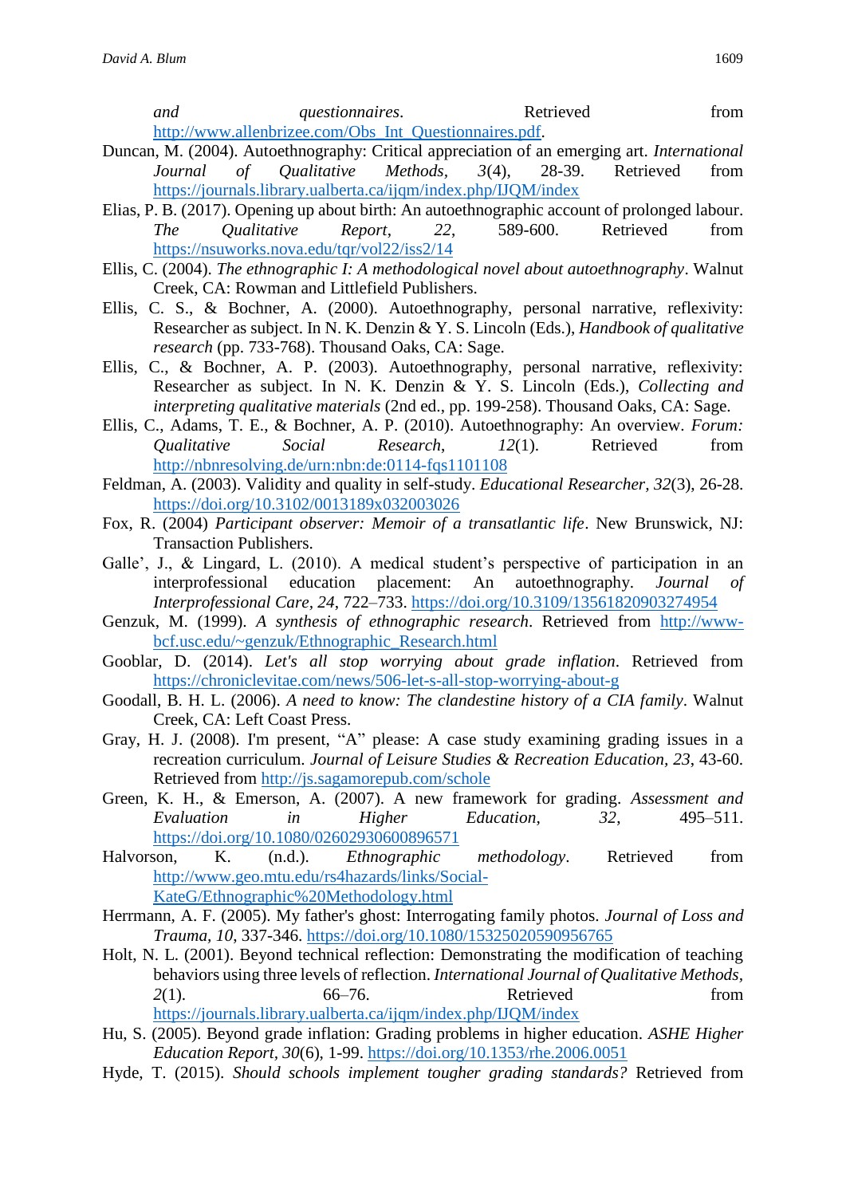*and questionnaires*. Retrieved from http://www.allenbrizee.com/Obs_Int_Questionnaires.pdf.

Duncan, M. (2004). Autoethnography: Critical appreciation of an emerging art. *International Journal of Qualitative Methods*, *3*(4), 28-39. Retrieved from https://journals.library.ualberta.ca/ijqm/index.php/IJQM/index

Elias, P. B. (2017). Opening up about birth: An autoethnographic account of prolonged labour. *The Qualitative Report*, *22*, 589-600. Retrieved from https://nsuworks.nova.edu/tqr/vol22/iss2/14

Ellis, C. (2004). *The ethnographic I: A methodological novel about autoethnography*. Walnut Creek, CA: Rowman and Littlefield Publishers.

Ellis, C. S., & Bochner, A. (2000). Autoethnography, personal narrative, reflexivity: Researcher as subject. In N. K. Denzin & Y. S. Lincoln (Eds.), *Handbook of qualitative research* (pp. 733-768). Thousand Oaks, CA: Sage.

Ellis, C., & Bochner, A. P. (2003). Autoethnography, personal narrative, reflexivity: Researcher as subject. In N. K. Denzin & Y. S. Lincoln (Eds.), *Collecting and interpreting qualitative materials* (2nd ed., pp. 199-258). Thousand Oaks, CA: Sage.

Ellis, C., Adams, T. E., & Bochner, A. P. (2010). Autoethnography: An overview. *Forum: Qualitative Social Research*, *12*(1). Retrieved from http://nbnresolving.de/urn:nbn:de:0114-fqs1101108

Feldman, A. (2003). Validity and quality in self-study. *Educational Researcher*, *32*(3), 26-28. https://doi.org/10.3102/0013189x032003026

Fox, R. (2004) *Participant observer: Memoir of a transatlantic life*. New Brunswick, NJ: Transaction Publishers.

Galle', J., & Lingard, L. (2010). A medical student's perspective of participation in an interprofessional education placement: An autoethnography. *Journal of Interprofessional Care*, *24*, 722–733. https://doi.org/10.3109/13561820903274954

Genzuk, M. (1999). *A synthesis of ethnographic research*. Retrieved from http://www-bcf.usc.edu/~genzuk/Ethnographic_Research.html

Gooblar, D. (2014). *Let's all stop worrying about grade inflation*. Retrieved from https://chroniclevitae.com/news/506-let-s-all-stop-worrying-about-g

Goodall, B. H. L. (2006). *A need to know: The clandestine history of a CIA family*. Walnut Creek, CA: Left Coast Press.

Gray, H. J. (2008). I'm present, "A" please: A case study examining grading issues in a recreation curriculum. *Journal of Leisure Studies & Recreation Education*, *23*, 43-60. Retrieved from http://js.sagamorepub.com/schole

Green, K. H., & Emerson, A. (2007). A new framework for grading. *Assessment and Evaluation in Higher Education*, *32*, 495–511. https://doi.org/10.1080/02602930600896571

Halvorson, K. (n.d.). *Ethnographic methodology*. Retrieved from http://www.geo.mtu.edu/rs4hazards/links/Social-KateG/Ethnographic%20Methodology.html

Herrmann, A. F. (2005). My father's ghost: Interrogating family photos. *Journal of Loss and Trauma*, *10*, 337-346. https://doi.org/10.1080/15325020590956765

Holt, N. L. (2001). Beyond technical reflection: Demonstrating the modification of teaching behaviors using three levels of reflection. *International Journal of Qualitative Methods*, *2*(1). 66–76. Retrieved from https://journals.library.ualberta.ca/ijqm/index.php/IJQM/index

Hu, S. (2005). Beyond grade inflation: Grading problems in higher education. *ASHE Higher Education Report*, *30*(6), 1-99. https://doi.org/10.1353/rhe.2006.0051

Hyde, T. (2015). *Should schools implement tougher grading standards?* Retrieved from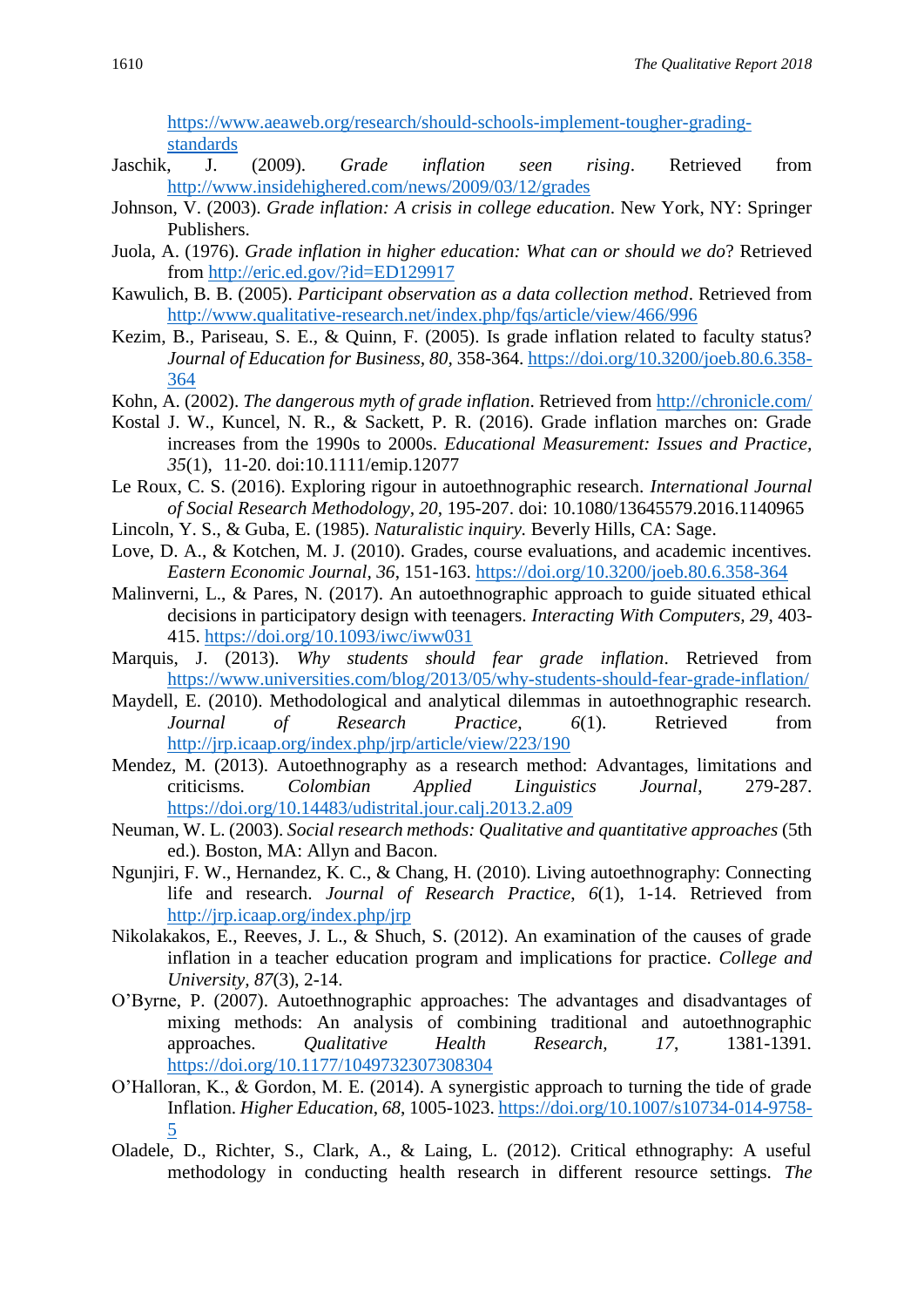https://www.aeaweb.org/research/should-schools-implement-tougher-grading-standards

Jaschik, J. (2009). *Grade inflation seen rising*. Retrieved from http://www.insidehighered.com/news/2009/03/12/grades

Johnson, V. (2003). *Grade inflation: A crisis in college education*. New York, NY: Springer Publishers.

Juola, A. (1976). *Grade inflation in higher education: What can or should we do*? Retrieved from http://eric.ed.gov/?id=ED129917

Kawulich, B. B. (2005). *Participant observation as a data collection method*. Retrieved from http://www.qualitative-research.net/index.php/fqs/article/view/466/996

Kezim, B., Pariseau, S. E., & Quinn, F. (2005). Is grade inflation related to faculty status? *Journal of Education for Business*, *80*, 358-364. https://doi.org/10.3200/joeb.80.6.358-364

Kohn, A. (2002). *The dangerous myth of grade inflation*. Retrieved from http://chronicle.com/

Kostal J. W., Kuncel, N. R., & Sackett, P. R. (2016). Grade inflation marches on: Grade increases from the 1990s to 2000s. *Educational Measurement: Issues and Practice*, *35*(1), 11-20. doi:10.1111/emip.12077

Le Roux, C. S. (2016). Exploring rigour in autoethnographic research. *International Journal of Social Research Methodology*, *20*, 195-207. doi: 10.1080/13645579.2016.1140965

Lincoln, Y. S., & Guba, E. (1985). *Naturalistic inquiry*. Beverly Hills, CA: Sage.

Love, D. A., & Kotchen, M. J. (2010). Grades, course evaluations, and academic incentives. *Eastern Economic Journal*, *36*, 151-163. https://doi.org/10.3200/joeb.80.6.358-364

Malinverni, L., & Pares, N. (2017). An autoethnographic approach to guide situated ethical decisions in participatory design with teenagers. *Interacting With Computers*, *29*, 403-415. https://doi.org/10.1093/iwc/iww031

Marquis, J. (2013). *Why students should fear grade inflation*. Retrieved from https://www.universities.com/blog/2013/05/why-students-should-fear-grade-inflation/

Maydell, E. (2010). Methodological and analytical dilemmas in autoethnographic research. *Journal of Research Practice*, *6*(1). Retrieved from http://jrp.icaap.org/index.php/jrp/article/view/223/190

Mendez, M. (2013). Autoethnography as a research method: Advantages, limitations and criticisms. *Colombian Applied Linguistics Journal*, 279-287. https://doi.org/10.14483/udistrital.jour.calj.2013.2.a09

Neuman, W. L. (2003). *Social research methods: Qualitative and quantitative approaches* (5th ed.). Boston, MA: Allyn and Bacon.

Ngunjiri, F. W., Hernandez, K. C., & Chang, H. (2010). Living autoethnography: Connecting life and research. *Journal of Research Practice*, *6*(1), 1-14. Retrieved from http://jrp.icaap.org/index.php/jrp

Nikolakakos, E., Reeves, J. L., & Shuch, S. (2012). An examination of the causes of grade inflation in a teacher education program and implications for practice. *College and University*, *87*(3), 2-14.

O'Byrne, P. (2007). Autoethnographic approaches: The advantages and disadvantages of mixing methods: An analysis of combining traditional and autoethnographic approaches. *Qualitative Health Research*, *17*, 1381-1391. https://doi.org/10.1177/1049732307308304

O'Halloran, K., & Gordon, M. E. (2014). A synergistic approach to turning the tide of grade Inflation. *Higher Education*, *68*, 1005-1023. https://doi.org/10.1007/s10734-014-9758-5

Oladele, D., Richter, S., Clark, A., & Laing, L. (2012). Critical ethnography: A useful methodology in conducting health research in different resource settings. *The*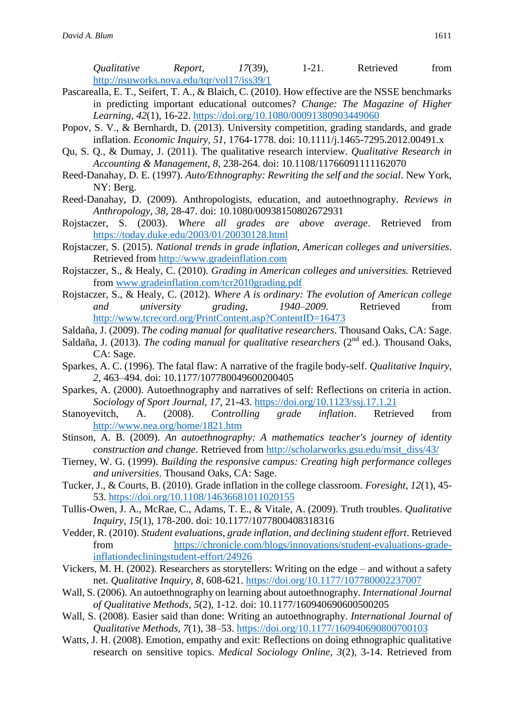*Qualitative Report, 17*(39), 1-21. Retrieved from http://nsuworks.nova.edu/tqr/vol17/iss39/1

Pascarealla, E. T., Seifert, T. A., & Blaich, C. (2010). How effective are the NSSE benchmarks in predicting important educational outcomes? *Change: The Magazine of Higher Learning, 42*(1), 16-22. https://doi.org/10.1080/00091380903449060

Popov, S. V., & Bernhardt, D. (2013). University competition, grading standards, and grade inflation. *Economic Inquiry, 51*, 1764-1778. doi: 10.1111/j.1465-7295.2012.00491.x

Qu, S. Q., & Dumay, J. (2011). The qualitative research interview. *Qualitative Research in Accounting & Management, 8*, 238-264. doi: 10.1108/11766091111162070

Reed-Danahay, D. E. (1997). *Auto/Ethnography: Rewriting the self and the social*. New York, NY: Berg.

Reed-Danahay, D. (2009). Anthropologists, education, and autoethnography. *Reviews in Anthropology, 38*, 28-47. doi: 10.1080/00938150802672931

Rojstaczer, S. (2003). *Where all grades are above average*. Retrieved from https://today.duke.edu/2003/01/20030128.html

Rojstaczer, S. (2015). *National trends in grade inflation, American colleges and universities*. Retrieved from http://www.gradeinflation.com

Rojstaczer, S., & Healy, C. (2010). *Grading in American colleges and universities.* Retrieved from www.gradeinflation.com/tcr2010grading.pdf

Rojstaczer, S., & Healy, C. (2012). *Where A is ordinary: The evolution of American college and university grading, 1940–2009*. Retrieved from http://www.tcrecord.org/PrintContent.asp?ContentID=16473

Saldaña, J. (2009). *The coding manual for qualitative researchers*. Thousand Oaks, CA: Sage.

Saldaña, J. (2013). *The coding manual for qualitative researchers* (2nd ed.). Thousand Oaks, CA: Sage.

Sparkes, A. C. (1996). The fatal flaw: A narrative of the fragile body-self. *Qualitative Inquiry, 2*, 463–494. doi: 10.1177/107780049600200405

Sparkes, A. (2000). Autoethnography and narratives of self: Reflections on criteria in action. *Sociology of Sport Journal, 17*, 21-43. https://doi.org/10.1123/ssj.17.1.21

Stanoyevitch, A. (2008). *Controlling grade inflation*. Retrieved from http://www.nea.org/home/1821.htm

Stinson, A. B. (2009). *An autoethnography: A mathematics teacher's journey of identity construction and change*. Retrieved from http://scholarworks.gsu.edu/msit_diss/43/

Tierney, W. G. (1999). *Building the responsive campus: Creating high performance colleges and universities*. Thousand Oaks, CA: Sage.

Tucker, J., & Courts, B. (2010). Grade inflation in the college classroom. *Foresight, 12*(1), 45-53. https://doi.org/10.1108/14636681011020155

Tullis-Owen, J. A., McRae, C., Adams, T. E., & Vitale, A. (2009). Truth troubles. *Qualitative Inquiry, 15*(1), 178-200. doi: 10.1177/1077800408318316

Vedder, R. (2010). *Student evaluations, grade inflation, and declining student effort*. Retrieved from https://chronicle.com/blogs/innovations/student-evaluations-grade-inflationdecliningstudent-effort/24926

Vickers, M. H. (2002). Researchers as storytellers: Writing on the edge – and without a safety net. *Qualitative Inquiry, 8*, 608-621. https://doi.org/10.1177/107780002237007

Wall, S. (2006). An autoethnography on learning about autoethnography. *International Journal of Qualitative Methods, 5*(2), 1-12. doi: 10.1177/160940690600500205

Wall, S. (2008). Easier said than done: Writing an autoethnography. *International Journal of Qualitative Methods, 7*(1), 38–53. https://doi.org/10.1177/160940690800700103

Watts, J. H. (2008). Emotion, empathy and exit: Reflections on doing ethnographic qualitative research on sensitive topics. *Medical Sociology Online, 3*(2), 3-14. Retrieved from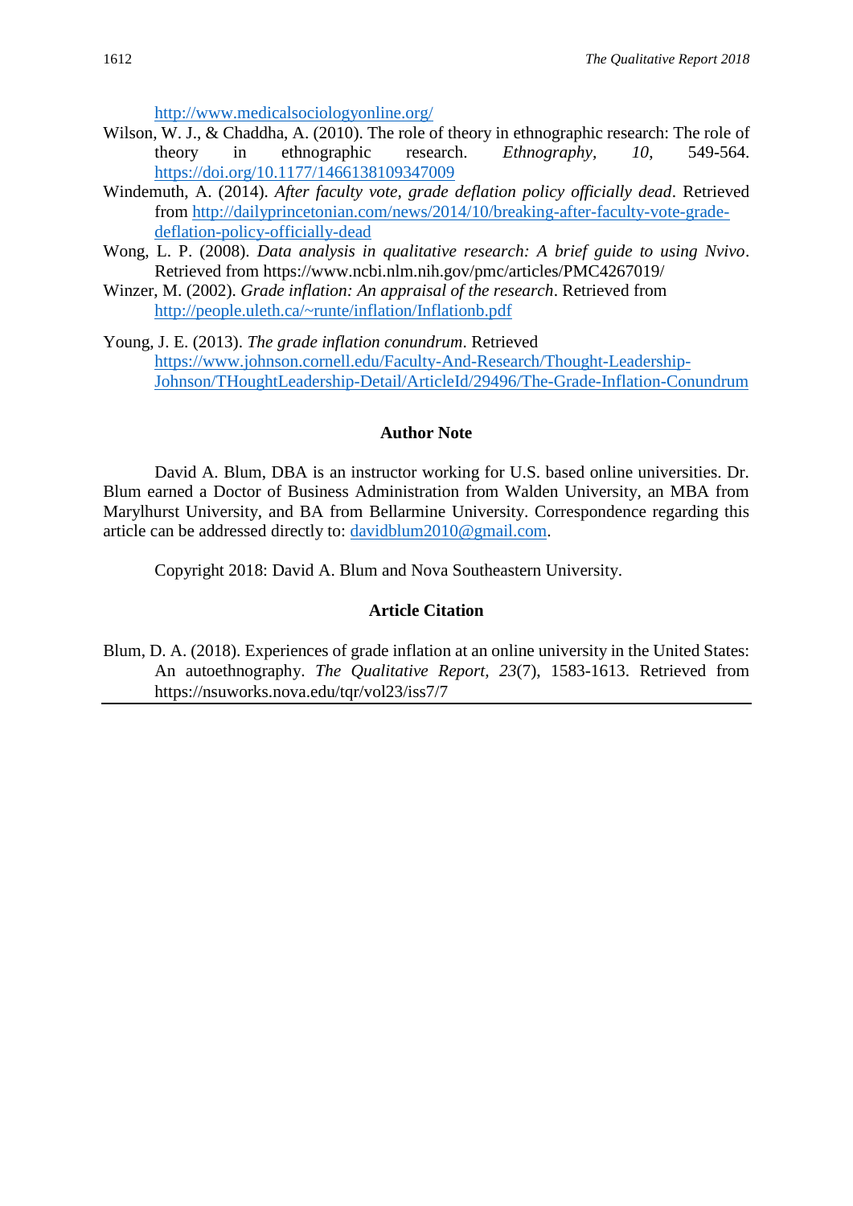http://www.medicalsociologyonline.org/

Wilson, W. J., & Chaddha, A. (2010). The role of theory in ethnographic research: The role of theory in ethnographic research. *Ethnography, 10*, 549-564. https://doi.org/10.1177/1466138109347009

Windemuth, A. (2014). *After faculty vote, grade deflation policy officially dead*. Retrieved from http://dailyprincetonian.com/news/2014/10/breaking-after-faculty-vote-grade-deflation-policy-officially-dead

Wong, L. P. (2008). *Data analysis in qualitative research: A brief guide to using Nvivo*. Retrieved from https://www.ncbi.nlm.nih.gov/pmc/articles/PMC4267019/

Winzer, M. (2002). *Grade inflation: An appraisal of the research*. Retrieved from http://people.uleth.ca/~runte/inflation/Inflationb.pdf

Young, J. E. (2013). *The grade inflation conundrum*. Retrieved https://www.johnson.cornell.edu/Faculty-And-Research/Thought-Leadership-Johnson/THoughtLeadership-Detail/ArticleId/29496/The-Grade-Inflation-Conundrum

## Author Note

David A. Blum, DBA is an instructor working for U.S. based online universities. Dr. Blum earned a Doctor of Business Administration from Walden University, an MBA from Marylhurst University, and BA from Bellarmine University. Correspondence regarding this article can be addressed directly to: davidblum2010@gmail.com.

Copyright 2018: David A. Blum and Nova Southeastern University.

## Article Citation

Blum, D. A. (2018). Experiences of grade inflation at an online university in the United States: An autoethnography. *The Qualitative Report, 23*(7), 1583-1613. Retrieved from https://nsuworks.nova.edu/tqr/vol23/iss7/7